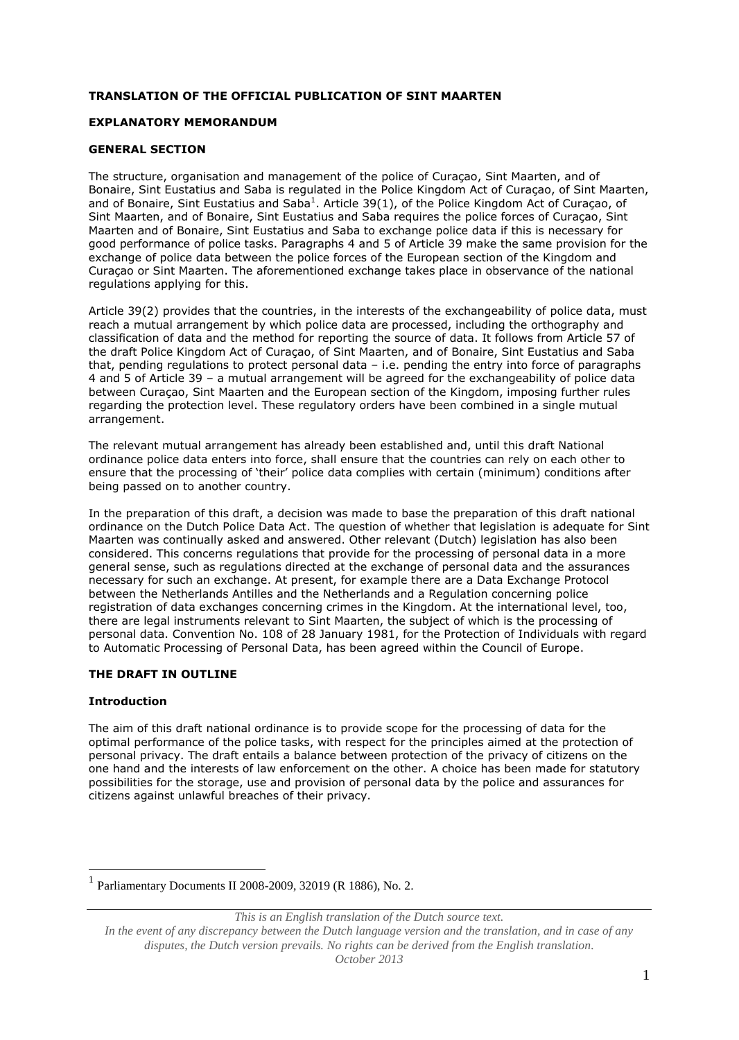**TRANSLATION OF THE OFFICIAL PUBLICATION OF SINT MAARTEN**

**EXPLANATORY MEMORANDUM**

**GENERAL SECTION**

The structure, organisation and management of the police of Curaçao, Sint Maarten, and of Bonaire, Sint Eustatius and Saba is regulated in the Police Kingdom Act of Curaçao, of Sint Maarten, and of Bonaire, Sint Eustatius and Saba[1]. Article 39(1), of the Police Kingdom Act of Curaçao, of Sint Maarten, and of Bonaire, Sint Eustatius and Saba requires the police forces of Curaçao, Sint Maarten and of Bonaire, Sint Eustatius and Saba to exchange police data if this is necessary for good performance of police tasks. Paragraphs 4 and 5 of Article 39 make the same provision for the exchange of police data between the police forces of the European section of the Kingdom and Curaçao or Sint Maarten. The aforementioned exchange takes place in observance of the national regulations applying for this.

Article 39(2) provides that the countries, in the interests of the exchangeability of police data, must reach a mutual arrangement by which police data are processed, including the orthography and classification of data and the method for reporting the source of data. It follows from Article 57 of the draft Police Kingdom Act of Curaçao, of Sint Maarten, and of Bonaire, Sint Eustatius and Saba that, pending regulations to protect personal data – i.e. pending the entry into force of paragraphs 4 and 5 of Article 39 – a mutual arrangement will be agreed for the exchangeability of police data between Curaçao, Sint Maarten and the European section of the Kingdom, imposing further rules regarding the protection level. These regulatory orders have been combined in a single mutual arrangement.

The relevant mutual arrangement has already been established and, until this draft National ordinance police data enters into force, shall ensure that the countries can rely on each other to ensure that the processing of 'their' police data complies with certain (minimum) conditions after being passed on to another country.

In the preparation of this draft, a decision was made to base the preparation of this draft national ordinance on the Dutch Police Data Act. The question of whether that legislation is adequate for Sint Maarten was continually asked and answered. Other relevant (Dutch) legislation has also been considered. This concerns regulations that provide for the processing of personal data in a more general sense, such as regulations directed at the exchange of personal data and the assurances necessary for such an exchange. At present, for example there are a Data Exchange Protocol between the Netherlands Antilles and the Netherlands and a Regulation concerning police registration of data exchanges concerning crimes in the Kingdom. At the international level, too, there are legal instruments relevant to Sint Maarten, the subject of which is the processing of personal data. Convention No. 108 of 28 January 1981, for the Protection of Individuals with regard to Automatic Processing of Personal Data, has been agreed within the Council of Europe.

**THE DRAFT IN OUTLINE**

**Introduction**

The aim of this draft national ordinance is to provide scope for the processing of data for the optimal performance of the police tasks, with respect for the principles aimed at the protection of personal privacy. The draft entails a balance between protection of the privacy of citizens on the one hand and the interests of law enforcement on the other. A choice has been made for statutory possibilities for the storage, use and provision of personal data by the police and assurances for citizens against unlawful breaches of their privacy.

[1] Parliamentary Documents II 2008-2009, 32019 (R 1886), No. 2.

*This is an English translation of the Dutch source text. In the event of any discrepancy between the Dutch language version and the translation, and in case of any disputes, the Dutch version prevails. No rights can be derived from the English translation. October 2013*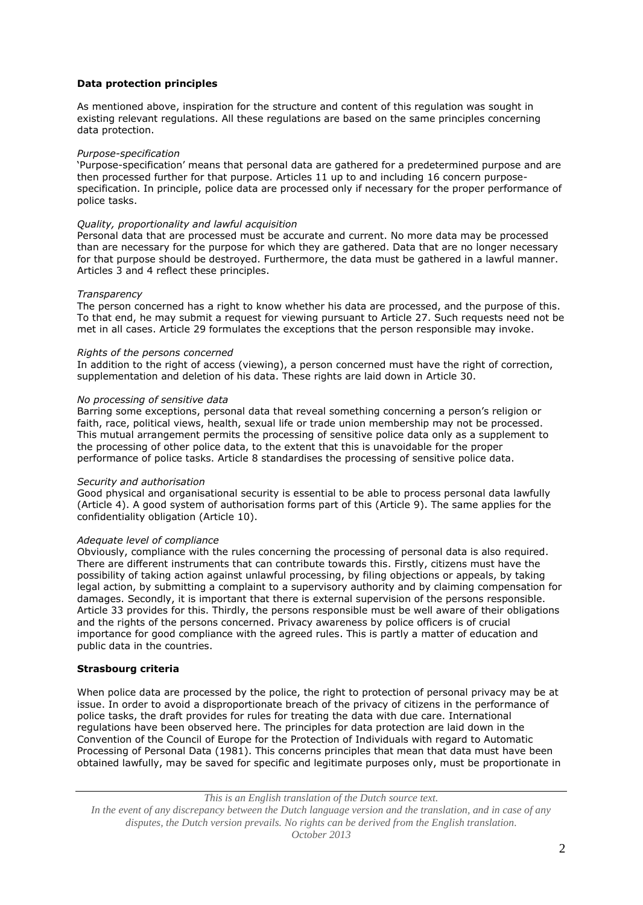**Data protection principles**

As mentioned above, inspiration for the structure and content of this regulation was sought in existing relevant regulations. All these regulations are based on the same principles concerning data protection.

*Purpose-specification*

'Purpose-specification' means that personal data are gathered for a predetermined purpose and are then processed further for that purpose. Articles 11 up to and including 16 concern purpose-specification. In principle, police data are processed only if necessary for the proper performance of police tasks.

*Quality, proportionality and lawful acquisition*

Personal data that are processed must be accurate and current. No more data may be processed than are necessary for the purpose for which they are gathered. Data that are no longer necessary for that purpose should be destroyed. Furthermore, the data must be gathered in a lawful manner. Articles 3 and 4 reflect these principles.

*Transparency*

The person concerned has a right to know whether his data are processed, and the purpose of this. To that end, he may submit a request for viewing pursuant to Article 27. Such requests need not be met in all cases. Article 29 formulates the exceptions that the person responsible may invoke.

*Rights of the persons concerned*

In addition to the right of access (viewing), a person concerned must have the right of correction, supplementation and deletion of his data. These rights are laid down in Article 30.

*No processing of sensitive data*

Barring some exceptions, personal data that reveal something concerning a person's religion or faith, race, political views, health, sexual life or trade union membership may not be processed. This mutual arrangement permits the processing of sensitive police data only as a supplement to the processing of other police data, to the extent that this is unavoidable for the proper performance of police tasks. Article 8 standardises the processing of sensitive police data.

*Security and authorisation*

Good physical and organisational security is essential to be able to process personal data lawfully (Article 4). A good system of authorisation forms part of this (Article 9). The same applies for the confidentiality obligation (Article 10).

*Adequate level of compliance*

Obviously, compliance with the rules concerning the processing of personal data is also required. There are different instruments that can contribute towards this. Firstly, citizens must have the possibility of taking action against unlawful processing, by filing objections or appeals, by taking legal action, by submitting a complaint to a supervisory authority and by claiming compensation for damages. Secondly, it is important that there is external supervision of the persons responsible. Article 33 provides for this. Thirdly, the persons responsible must be well aware of their obligations and the rights of the persons concerned. Privacy awareness by police officers is of crucial importance for good compliance with the agreed rules. This is partly a matter of education and public data in the countries.

**Strasbourg criteria**

When police data are processed by the police, the right to protection of personal privacy may be at issue. In order to avoid a disproportionate breach of the privacy of citizens in the performance of police tasks, the draft provides for rules for treating the data with due care. International regulations have been observed here. The principles for data protection are laid down in the Convention of the Council of Europe for the Protection of Individuals with regard to Automatic Processing of Personal Data (1981). This concerns principles that mean that data must have been obtained lawfully, may be saved for specific and legitimate purposes only, must be proportionate in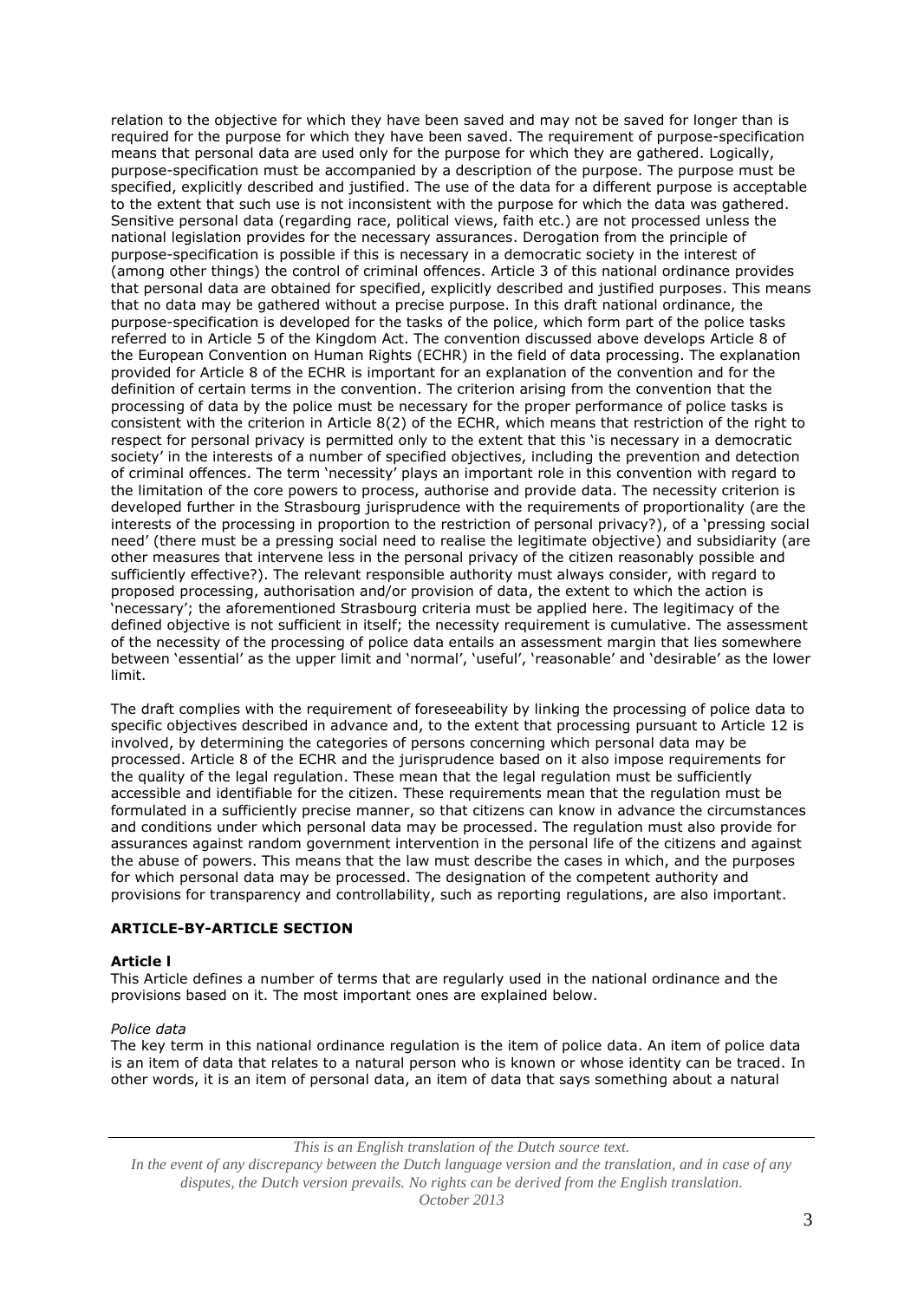relation to the objective for which they have been saved and may not be saved for longer than is required for the purpose for which they have been saved. The requirement of purpose-specification means that personal data are used only for the purpose for which they are gathered. Logically, purpose-specification must be accompanied by a description of the purpose. The purpose must be specified, explicitly described and justified. The use of the data for a different purpose is acceptable to the extent that such use is not inconsistent with the purpose for which the data was gathered. Sensitive personal data (regarding race, political views, faith etc.) are not processed unless the national legislation provides for the necessary assurances. Derogation from the principle of purpose-specification is possible if this is necessary in a democratic society in the interest of (among other things) the control of criminal offences. Article 3 of this national ordinance provides that personal data are obtained for specified, explicitly described and justified purposes. This means that no data may be gathered without a precise purpose. In this draft national ordinance, the purpose-specification is developed for the tasks of the police, which form part of the police tasks referred to in Article 5 of the Kingdom Act. The convention discussed above develops Article 8 of the European Convention on Human Rights (ECHR) in the field of data processing. The explanation provided for Article 8 of the ECHR is important for an explanation of the convention and for the definition of certain terms in the convention. The criterion arising from the convention that the processing of data by the police must be necessary for the proper performance of police tasks is consistent with the criterion in Article 8(2) of the ECHR, which means that restriction of the right to respect for personal privacy is permitted only to the extent that this 'is necessary in a democratic society' in the interests of a number of specified objectives, including the prevention and detection of criminal offences. The term 'necessity' plays an important role in this convention with regard to the limitation of the core powers to process, authorise and provide data. The necessity criterion is developed further in the Strasbourg jurisprudence with the requirements of proportionality (are the interests of the processing in proportion to the restriction of personal privacy?), of a 'pressing social need' (there must be a pressing social need to realise the legitimate objective) and subsidiarity (are other measures that intervene less in the personal privacy of the citizen reasonably possible and sufficiently effective?). The relevant responsible authority must always consider, with regard to proposed processing, authorisation and/or provision of data, the extent to which the action is 'necessary'; the aforementioned Strasbourg criteria must be applied here. The legitimacy of the defined objective is not sufficient in itself; the necessity requirement is cumulative. The assessment of the necessity of the processing of police data entails an assessment margin that lies somewhere between 'essential' as the upper limit and 'normal', 'useful', 'reasonable' and 'desirable' as the lower limit.

The draft complies with the requirement of foreseeability by linking the processing of police data to specific objectives described in advance and, to the extent that processing pursuant to Article 12 is involved, by determining the categories of persons concerning which personal data may be processed. Article 8 of the ECHR and the jurisprudence based on it also impose requirements for the quality of the legal regulation. These mean that the legal regulation must be sufficiently accessible and identifiable for the citizen. These requirements mean that the regulation must be formulated in a sufficiently precise manner, so that citizens can know in advance the circumstances and conditions under which personal data may be processed. The regulation must also provide for assurances against random government intervention in the personal life of the citizens and against the abuse of powers. This means that the law must describe the cases in which, and the purposes for which personal data may be processed. The designation of the competent authority and provisions for transparency and controllability, such as reporting regulations, are also important.

## ARTICLE-BY-ARTICLE SECTION

### Article l

This Article defines a number of terms that are regularly used in the national ordinance and the provisions based on it. The most important ones are explained below.

*Police data*

The key term in this national ordinance regulation is the item of police data. An item of police data is an item of data that relates to a natural person who is known or whose identity can be traced. In other words, it is an item of personal data, an item of data that says something about a natural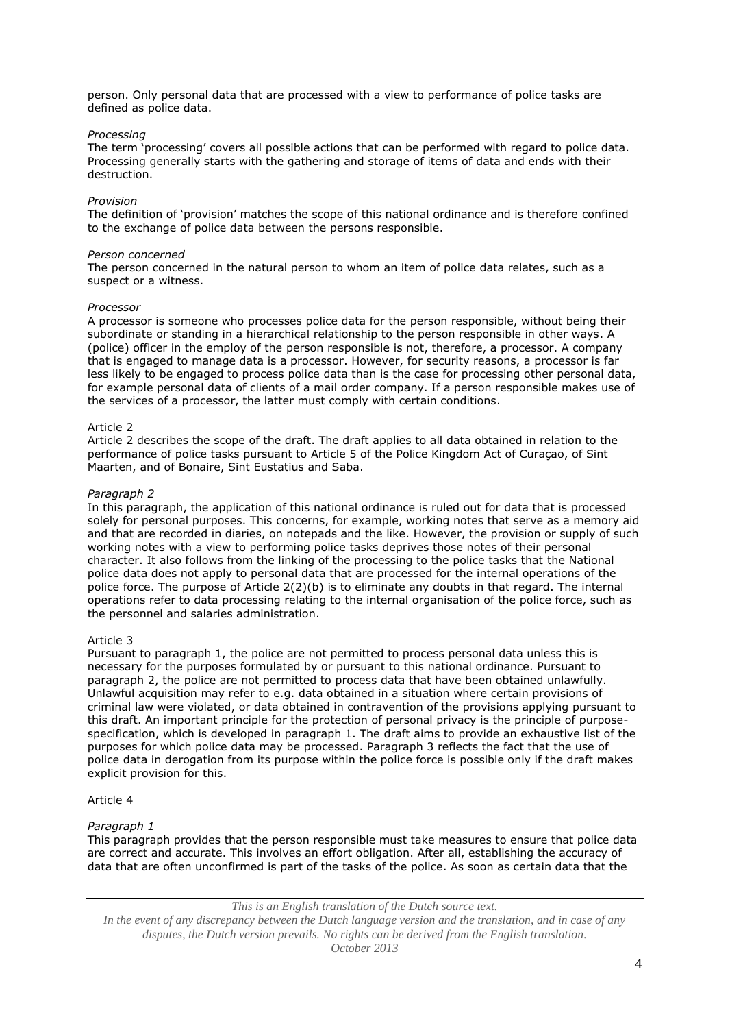person. Only personal data that are processed with a view to performance of police tasks are defined as police data.

*Processing*
The term 'processing' covers all possible actions that can be performed with regard to police data. Processing generally starts with the gathering and storage of items of data and ends with their destruction.

*Provision*
The definition of 'provision' matches the scope of this national ordinance and is therefore confined to the exchange of police data between the persons responsible.

*Person concerned*
The person concerned in the natural person to whom an item of police data relates, such as a suspect or a witness.

*Processor*
A processor is someone who processes police data for the person responsible, without being their subordinate or standing in a hierarchical relationship to the person responsible in other ways. A (police) officer in the employ of the person responsible is not, therefore, a processor. A company that is engaged to manage data is a processor. However, for security reasons, a processor is far less likely to be engaged to process police data than is the case for processing other personal data, for example personal data of clients of a mail order company. If a person responsible makes use of the services of a processor, the latter must comply with certain conditions.

Article 2
Article 2 describes the scope of the draft. The draft applies to all data obtained in relation to the performance of police tasks pursuant to Article 5 of the Police Kingdom Act of Curaçao, of Sint Maarten, and of Bonaire, Sint Eustatius and Saba.

*Paragraph 2*
In this paragraph, the application of this national ordinance is ruled out for data that is processed solely for personal purposes. This concerns, for example, working notes that serve as a memory aid and that are recorded in diaries, on notepads and the like. However, the provision or supply of such working notes with a view to performing police tasks deprives those notes of their personal character. It also follows from the linking of the processing to the police tasks that the National police data does not apply to personal data that are processed for the internal operations of the police force. The purpose of Article 2(2)(b) is to eliminate any doubts in that regard. The internal operations refer to data processing relating to the internal organisation of the police force, such as the personnel and salaries administration.

Article 3
Pursuant to paragraph 1, the police are not permitted to process personal data unless this is necessary for the purposes formulated by or pursuant to this national ordinance. Pursuant to paragraph 2, the police are not permitted to process data that have been obtained unlawfully. Unlawful acquisition may refer to e.g. data obtained in a situation where certain provisions of criminal law were violated, or data obtained in contravention of the provisions applying pursuant to this draft. An important principle for the protection of personal privacy is the principle of purpose-specification, which is developed in paragraph 1. The draft aims to provide an exhaustive list of the purposes for which police data may be processed. Paragraph 3 reflects the fact that the use of police data in derogation from its purpose within the police force is possible only if the draft makes explicit provision for this.

Article 4

*Paragraph 1*
This paragraph provides that the person responsible must take measures to ensure that police data are correct and accurate. This involves an effort obligation. After all, establishing the accuracy of data that are often unconfirmed is part of the tasks of the police. As soon as certain data that the

*This is an English translation of the Dutch source text.*
*In the event of any discrepancy between the Dutch language version and the translation, and in case of any disputes, the Dutch version prevails. No rights can be derived from the English translation.*
*October 2013*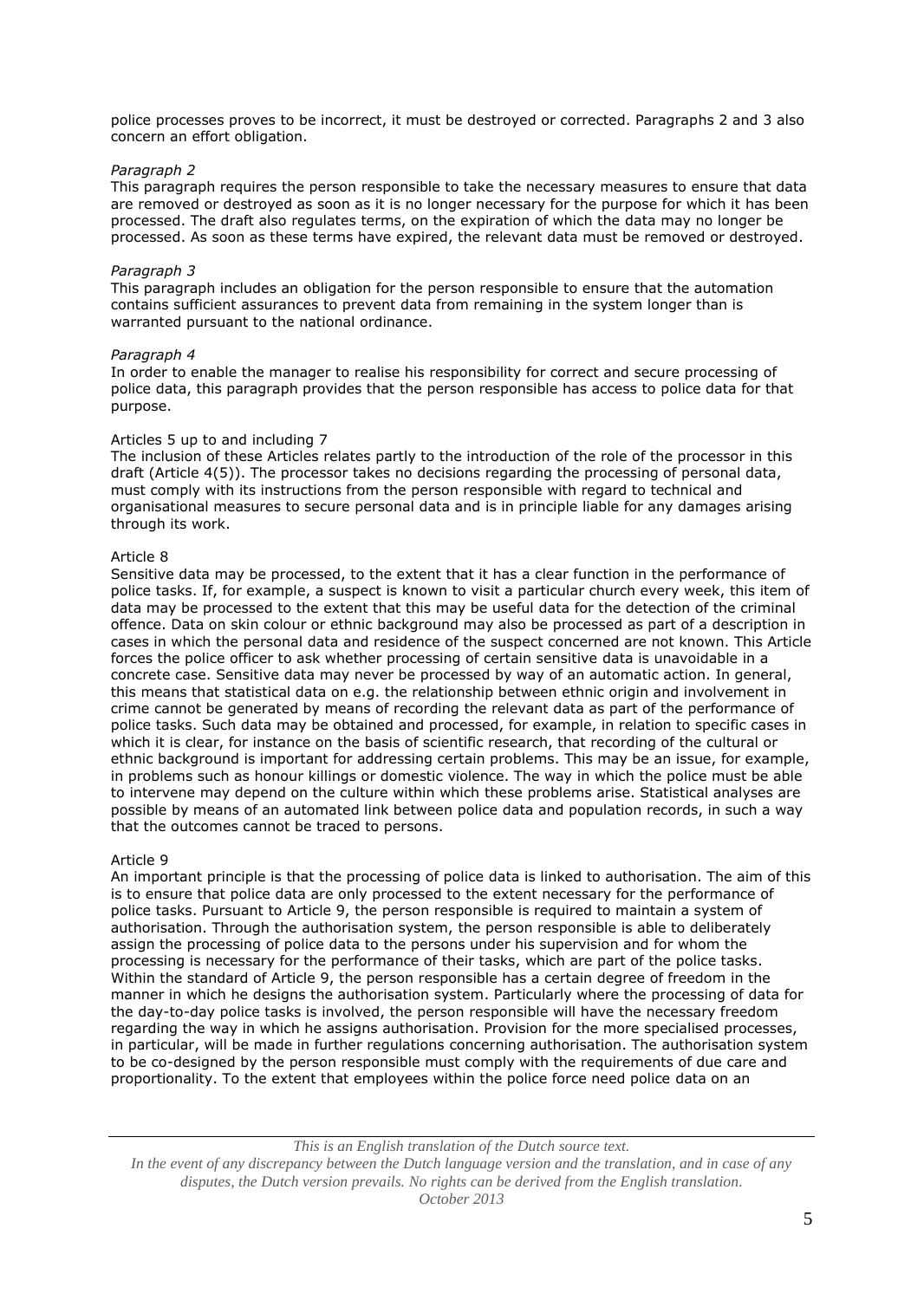police processes proves to be incorrect, it must be destroyed or corrected. Paragraphs 2 and 3 also concern an effort obligation.

*Paragraph 2*

This paragraph requires the person responsible to take the necessary measures to ensure that data are removed or destroyed as soon as it is no longer necessary for the purpose for which it has been processed. The draft also regulates terms, on the expiration of which the data may no longer be processed. As soon as these terms have expired, the relevant data must be removed or destroyed.

*Paragraph 3*

This paragraph includes an obligation for the person responsible to ensure that the automation contains sufficient assurances to prevent data from remaining in the system longer than is warranted pursuant to the national ordinance.

*Paragraph 4*

In order to enable the manager to realise his responsibility for correct and secure processing of police data, this paragraph provides that the person responsible has access to police data for that purpose.

Articles 5 up to and including 7

The inclusion of these Articles relates partly to the introduction of the role of the processor in this draft (Article 4(5)). The processor takes no decisions regarding the processing of personal data, must comply with its instructions from the person responsible with regard to technical and organisational measures to secure personal data and is in principle liable for any damages arising through its work.

Article 8

Sensitive data may be processed, to the extent that it has a clear function in the performance of police tasks. If, for example, a suspect is known to visit a particular church every week, this item of data may be processed to the extent that this may be useful data for the detection of the criminal offence. Data on skin colour or ethnic background may also be processed as part of a description in cases in which the personal data and residence of the suspect concerned are not known. This Article forces the police officer to ask whether processing of certain sensitive data is unavoidable in a concrete case. Sensitive data may never be processed by way of an automatic action. In general, this means that statistical data on e.g. the relationship between ethnic origin and involvement in crime cannot be generated by means of recording the relevant data as part of the performance of police tasks. Such data may be obtained and processed, for example, in relation to specific cases in which it is clear, for instance on the basis of scientific research, that recording of the cultural or ethnic background is important for addressing certain problems. This may be an issue, for example, in problems such as honour killings or domestic violence. The way in which the police must be able to intervene may depend on the culture within which these problems arise. Statistical analyses are possible by means of an automated link between police data and population records, in such a way that the outcomes cannot be traced to persons.

Article 9

An important principle is that the processing of police data is linked to authorisation. The aim of this is to ensure that police data are only processed to the extent necessary for the performance of police tasks. Pursuant to Article 9, the person responsible is required to maintain a system of authorisation. Through the authorisation system, the person responsible is able to deliberately assign the processing of police data to the persons under his supervision and for whom the processing is necessary for the performance of their tasks, which are part of the police tasks. Within the standard of Article 9, the person responsible has a certain degree of freedom in the manner in which he designs the authorisation system. Particularly where the processing of data for the day-to-day police tasks is involved, the person responsible will have the necessary freedom regarding the way in which he assigns authorisation. Provision for the more specialised processes, in particular, will be made in further regulations concerning authorisation. The authorisation system to be co-designed by the person responsible must comply with the requirements of due care and proportionality. To the extent that employees within the police force need police data on an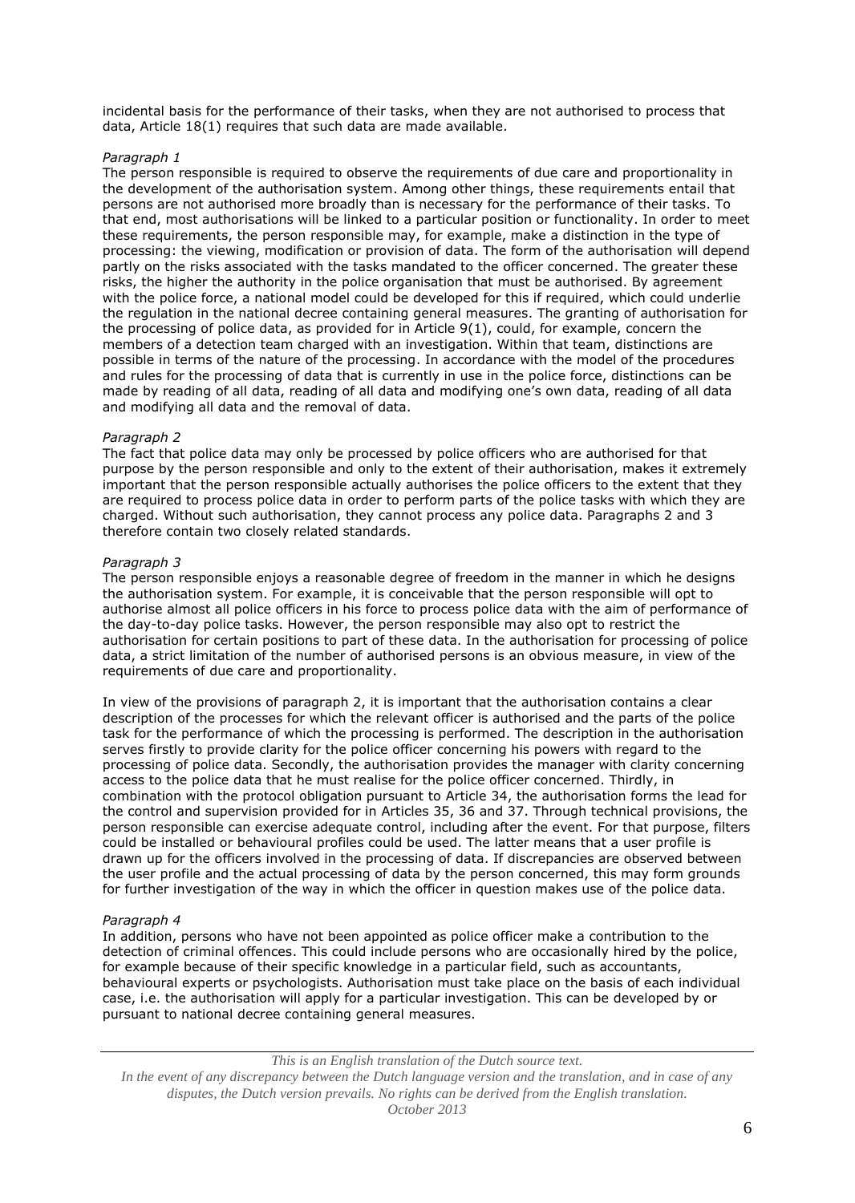incidental basis for the performance of their tasks, when they are not authorised to process that data, Article 18(1) requires that such data are made available.

*Paragraph 1*

The person responsible is required to observe the requirements of due care and proportionality in the development of the authorisation system. Among other things, these requirements entail that persons are not authorised more broadly than is necessary for the performance of their tasks. To that end, most authorisations will be linked to a particular position or functionality. In order to meet these requirements, the person responsible may, for example, make a distinction in the type of processing: the viewing, modification or provision of data. The form of the authorisation will depend partly on the risks associated with the tasks mandated to the officer concerned. The greater these risks, the higher the authority in the police organisation that must be authorised. By agreement with the police force, a national model could be developed for this if required, which could underlie the regulation in the national decree containing general measures. The granting of authorisation for the processing of police data, as provided for in Article 9(1), could, for example, concern the members of a detection team charged with an investigation. Within that team, distinctions are possible in terms of the nature of the processing. In accordance with the model of the procedures and rules for the processing of data that is currently in use in the police force, distinctions can be made by reading of all data, reading of all data and modifying one's own data, reading of all data and modifying all data and the removal of data.

*Paragraph 2*

The fact that police data may only be processed by police officers who are authorised for that purpose by the person responsible and only to the extent of their authorisation, makes it extremely important that the person responsible actually authorises the police officers to the extent that they are required to process police data in order to perform parts of the police tasks with which they are charged. Without such authorisation, they cannot process any police data. Paragraphs 2 and 3 therefore contain two closely related standards.

*Paragraph 3*

The person responsible enjoys a reasonable degree of freedom in the manner in which he designs the authorisation system. For example, it is conceivable that the person responsible will opt to authorise almost all police officers in his force to process police data with the aim of performance of the day-to-day police tasks. However, the person responsible may also opt to restrict the authorisation for certain positions to part of these data. In the authorisation for processing of police data, a strict limitation of the number of authorised persons is an obvious measure, in view of the requirements of due care and proportionality.

In view of the provisions of paragraph 2, it is important that the authorisation contains a clear description of the processes for which the relevant officer is authorised and the parts of the police task for the performance of which the processing is performed. The description in the authorisation serves firstly to provide clarity for the police officer concerning his powers with regard to the processing of police data. Secondly, the authorisation provides the manager with clarity concerning access to the police data that he must realise for the police officer concerned. Thirdly, in combination with the protocol obligation pursuant to Article 34, the authorisation forms the lead for the control and supervision provided for in Articles 35, 36 and 37. Through technical provisions, the person responsible can exercise adequate control, including after the event. For that purpose, filters could be installed or behavioural profiles could be used. The latter means that a user profile is drawn up for the officers involved in the processing of data. If discrepancies are observed between the user profile and the actual processing of data by the person concerned, this may form grounds for further investigation of the way in which the officer in question makes use of the police data.

*Paragraph 4*

In addition, persons who have not been appointed as police officer make a contribution to the detection of criminal offences. This could include persons who are occasionally hired by the police, for example because of their specific knowledge in a particular field, such as accountants, behavioural experts or psychologists. Authorisation must take place on the basis of each individual case, i.e. the authorisation will apply for a particular investigation. This can be developed by or pursuant to national decree containing general measures.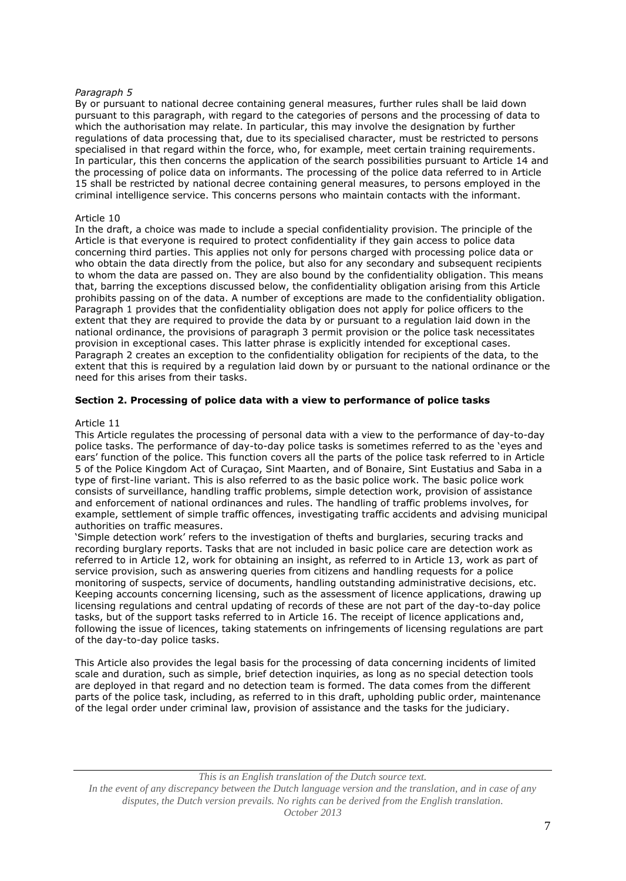*Paragraph 5*

By or pursuant to national decree containing general measures, further rules shall be laid down pursuant to this paragraph, with regard to the categories of persons and the processing of data to which the authorisation may relate. In particular, this may involve the designation by further regulations of data processing that, due to its specialised character, must be restricted to persons specialised in that regard within the force, who, for example, meet certain training requirements. In particular, this then concerns the application of the search possibilities pursuant to Article 14 and the processing of police data on informants. The processing of the police data referred to in Article 15 shall be restricted by national decree containing general measures, to persons employed in the criminal intelligence service. This concerns persons who maintain contacts with the informant.

Article 10

In the draft, a choice was made to include a special confidentiality provision. The principle of the Article is that everyone is required to protect confidentiality if they gain access to police data concerning third parties. This applies not only for persons charged with processing police data or who obtain the data directly from the police, but also for any secondary and subsequent recipients to whom the data are passed on. They are also bound by the confidentiality obligation. This means that, barring the exceptions discussed below, the confidentiality obligation arising from this Article prohibits passing on of the data. A number of exceptions are made to the confidentiality obligation. Paragraph 1 provides that the confidentiality obligation does not apply for police officers to the extent that they are required to provide the data by or pursuant to a regulation laid down in the national ordinance, the provisions of paragraph 3 permit provision or the police task necessitates provision in exceptional cases. This latter phrase is explicitly intended for exceptional cases. Paragraph 2 creates an exception to the confidentiality obligation for recipients of the data, to the extent that this is required by a regulation laid down by or pursuant to the national ordinance or the need for this arises from their tasks.

**Section 2. Processing of police data with a view to performance of police tasks**

Article 11

This Article regulates the processing of personal data with a view to the performance of day-to-day police tasks. The performance of day-to-day police tasks is sometimes referred to as the 'eyes and ears' function of the police. This function covers all the parts of the police task referred to in Article 5 of the Police Kingdom Act of Curaçao, Sint Maarten, and of Bonaire, Sint Eustatius and Saba in a type of first-line variant. This is also referred to as the basic police work. The basic police work consists of surveillance, handling traffic problems, simple detection work, provision of assistance and enforcement of national ordinances and rules. The handling of traffic problems involves, for example, settlement of simple traffic offences, investigating traffic accidents and advising municipal authorities on traffic measures.

'Simple detection work' refers to the investigation of thefts and burglaries, securing tracks and recording burglary reports. Tasks that are not included in basic police care are detection work as referred to in Article 12, work for obtaining an insight, as referred to in Article 13, work as part of service provision, such as answering queries from citizens and handling requests for a police monitoring of suspects, service of documents, handling outstanding administrative decisions, etc. Keeping accounts concerning licensing, such as the assessment of licence applications, drawing up licensing regulations and central updating of records of these are not part of the day-to-day police tasks, but of the support tasks referred to in Article 16. The receipt of licence applications and, following the issue of licences, taking statements on infringements of licensing regulations are part of the day-to-day police tasks.

This Article also provides the legal basis for the processing of data concerning incidents of limited scale and duration, such as simple, brief detection inquiries, as long as no special detection tools are deployed in that regard and no detection team is formed. The data comes from the different parts of the police task, including, as referred to in this draft, upholding public order, maintenance of the legal order under criminal law, provision of assistance and the tasks for the judiciary.

*This is an English translation of the Dutch source text.*
*In the event of any discrepancy between the Dutch language version and the translation, and in case of any disputes, the Dutch version prevails. No rights can be derived from the English translation.*
*October 2013*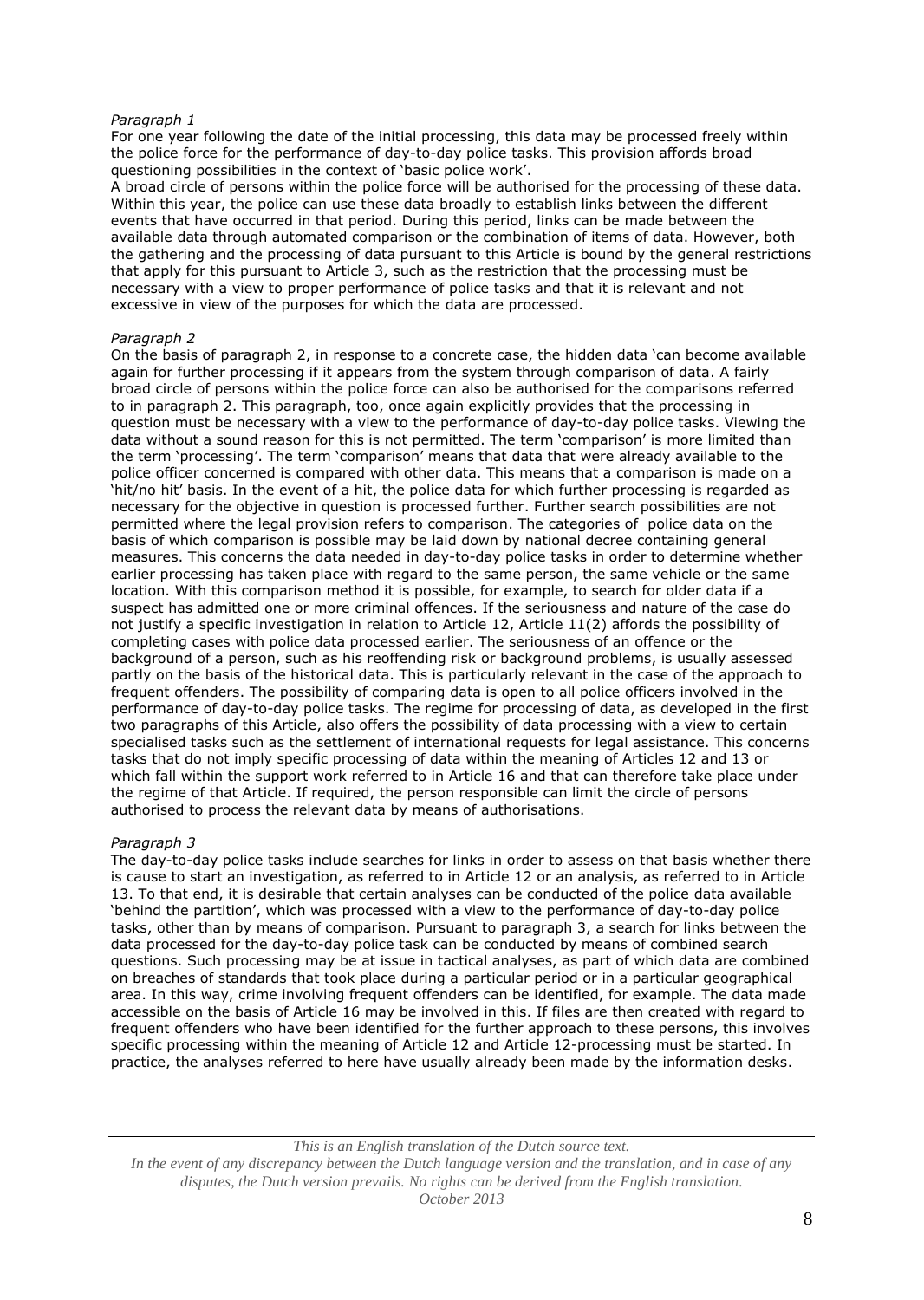*Paragraph 1*

For one year following the date of the initial processing, this data may be processed freely within the police force for the performance of day-to-day police tasks. This provision affords broad questioning possibilities in the context of 'basic police work'.

A broad circle of persons within the police force will be authorised for the processing of these data. Within this year, the police can use these data broadly to establish links between the different events that have occurred in that period. During this period, links can be made between the available data through automated comparison or the combination of items of data. However, both the gathering and the processing of data pursuant to this Article is bound by the general restrictions that apply for this pursuant to Article 3, such as the restriction that the processing must be necessary with a view to proper performance of police tasks and that it is relevant and not excessive in view of the purposes for which the data are processed.

*Paragraph 2*

On the basis of paragraph 2, in response to a concrete case, the hidden data 'can become available again for further processing if it appears from the system through comparison of data. A fairly broad circle of persons within the police force can also be authorised for the comparisons referred to in paragraph 2. This paragraph, too, once again explicitly provides that the processing in question must be necessary with a view to the performance of day-to-day police tasks. Viewing the data without a sound reason for this is not permitted. The term 'comparison' is more limited than the term 'processing'. The term 'comparison' means that data that were already available to the police officer concerned is compared with other data. This means that a comparison is made on a 'hit/no hit' basis. In the event of a hit, the police data for which further processing is regarded as necessary for the objective in question is processed further. Further search possibilities are not permitted where the legal provision refers to comparison. The categories of police data on the basis of which comparison is possible may be laid down by national decree containing general measures. This concerns the data needed in day-to-day police tasks in order to determine whether earlier processing has taken place with regard to the same person, the same vehicle or the same location. With this comparison method it is possible, for example, to search for older data if a suspect has admitted one or more criminal offences. If the seriousness and nature of the case do not justify a specific investigation in relation to Article 12, Article 11(2) affords the possibility of completing cases with police data processed earlier. The seriousness of an offence or the background of a person, such as his reoffending risk or background problems, is usually assessed partly on the basis of the historical data. This is particularly relevant in the case of the approach to frequent offenders. The possibility of comparing data is open to all police officers involved in the performance of day-to-day police tasks. The regime for processing of data, as developed in the first two paragraphs of this Article, also offers the possibility of data processing with a view to certain specialised tasks such as the settlement of international requests for legal assistance. This concerns tasks that do not imply specific processing of data within the meaning of Articles 12 and 13 or which fall within the support work referred to in Article 16 and that can therefore take place under the regime of that Article. If required, the person responsible can limit the circle of persons authorised to process the relevant data by means of authorisations.

*Paragraph 3*

The day-to-day police tasks include searches for links in order to assess on that basis whether there is cause to start an investigation, as referred to in Article 12 or an analysis, as referred to in Article 13. To that end, it is desirable that certain analyses can be conducted of the police data available 'behind the partition', which was processed with a view to the performance of day-to-day police tasks, other than by means of comparison. Pursuant to paragraph 3, a search for links between the data processed for the day-to-day police task can be conducted by means of combined search questions. Such processing may be at issue in tactical analyses, as part of which data are combined on breaches of standards that took place during a particular period or in a particular geographical area. In this way, crime involving frequent offenders can be identified, for example. The data made accessible on the basis of Article 16 may be involved in this. If files are then created with regard to frequent offenders who have been identified for the further approach to these persons, this involves specific processing within the meaning of Article 12 and Article 12-processing must be started. In practice, the analyses referred to here have usually already been made by the information desks.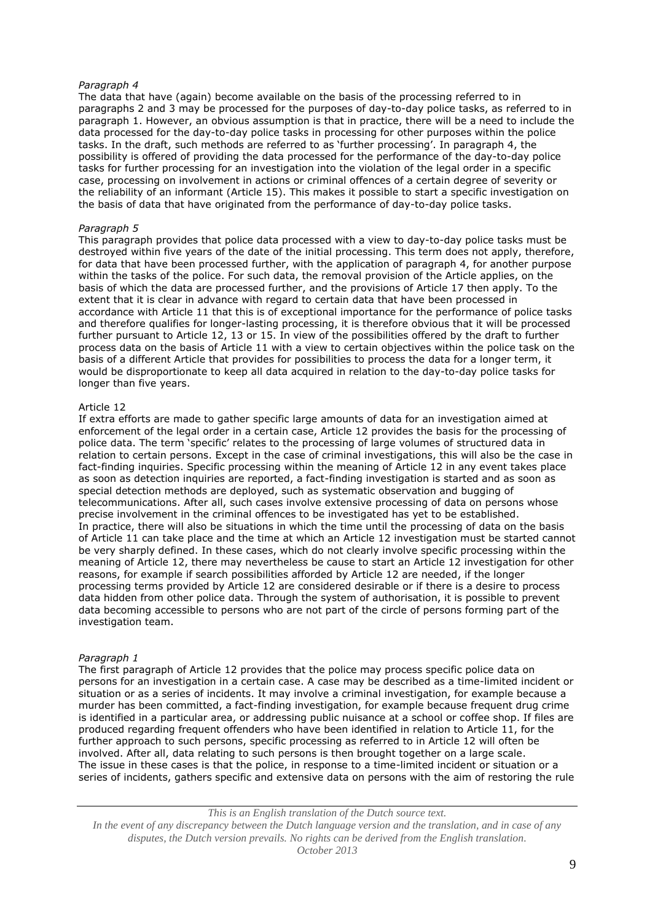*Paragraph 4*

The data that have (again) become available on the basis of the processing referred to in paragraphs 2 and 3 may be processed for the purposes of day-to-day police tasks, as referred to in paragraph 1. However, an obvious assumption is that in practice, there will be a need to include the data processed for the day-to-day police tasks in processing for other purposes within the police tasks. In the draft, such methods are referred to as 'further processing'. In paragraph 4, the possibility is offered of providing the data processed for the performance of the day-to-day police tasks for further processing for an investigation into the violation of the legal order in a specific case, processing on involvement in actions or criminal offences of a certain degree of severity or the reliability of an informant (Article 15). This makes it possible to start a specific investigation on the basis of data that have originated from the performance of day-to-day police tasks.

*Paragraph 5*

This paragraph provides that police data processed with a view to day-to-day police tasks must be destroyed within five years of the date of the initial processing. This term does not apply, therefore, for data that have been processed further, with the application of paragraph 4, for another purpose within the tasks of the police. For such data, the removal provision of the Article applies, on the basis of which the data are processed further, and the provisions of Article 17 then apply. To the extent that it is clear in advance with regard to certain data that have been processed in accordance with Article 11 that this is of exceptional importance for the performance of police tasks and therefore qualifies for longer-lasting processing, it is therefore obvious that it will be processed further pursuant to Article 12, 13 or 15. In view of the possibilities offered by the draft to further process data on the basis of Article 11 with a view to certain objectives within the police task on the basis of a different Article that provides for possibilities to process the data for a longer term, it would be disproportionate to keep all data acquired in relation to the day-to-day police tasks for longer than five years.

Article 12

If extra efforts are made to gather specific large amounts of data for an investigation aimed at enforcement of the legal order in a certain case, Article 12 provides the basis for the processing of police data. The term 'specific' relates to the processing of large volumes of structured data in relation to certain persons. Except in the case of criminal investigations, this will also be the case in fact-finding inquiries. Specific processing within the meaning of Article 12 in any event takes place as soon as detection inquiries are reported, a fact-finding investigation is started and as soon as special detection methods are deployed, such as systematic observation and bugging of telecommunications. After all, such cases involve extensive processing of data on persons whose precise involvement in the criminal offences to be investigated has yet to be established.

In practice, there will also be situations in which the time until the processing of data on the basis of Article 11 can take place and the time at which an Article 12 investigation must be started cannot be very sharply defined. In these cases, which do not clearly involve specific processing within the meaning of Article 12, there may nevertheless be cause to start an Article 12 investigation for other reasons, for example if search possibilities afforded by Article 12 are needed, if the longer processing terms provided by Article 12 are considered desirable or if there is a desire to process data hidden from other police data. Through the system of authorisation, it is possible to prevent data becoming accessible to persons who are not part of the circle of persons forming part of the investigation team.

*Paragraph 1*

The first paragraph of Article 12 provides that the police may process specific police data on persons for an investigation in a certain case. A case may be described as a time-limited incident or situation or as a series of incidents. It may involve a criminal investigation, for example because a murder has been committed, a fact-finding investigation, for example because frequent drug crime is identified in a particular area, or addressing public nuisance at a school or coffee shop. If files are produced regarding frequent offenders who have been identified in relation to Article 11, for the further approach to such persons, specific processing as referred to in Article 12 will often be involved. After all, data relating to such persons is then brought together on a large scale.

The issue in these cases is that the police, in response to a time-limited incident or situation or a series of incidents, gathers specific and extensive data on persons with the aim of restoring the rule

*This is an English translation of the Dutch source text.*
*In the event of any discrepancy between the Dutch language version and the translation, and in case of any disputes, the Dutch version prevails. No rights can be derived from the English translation.*
*October 2013*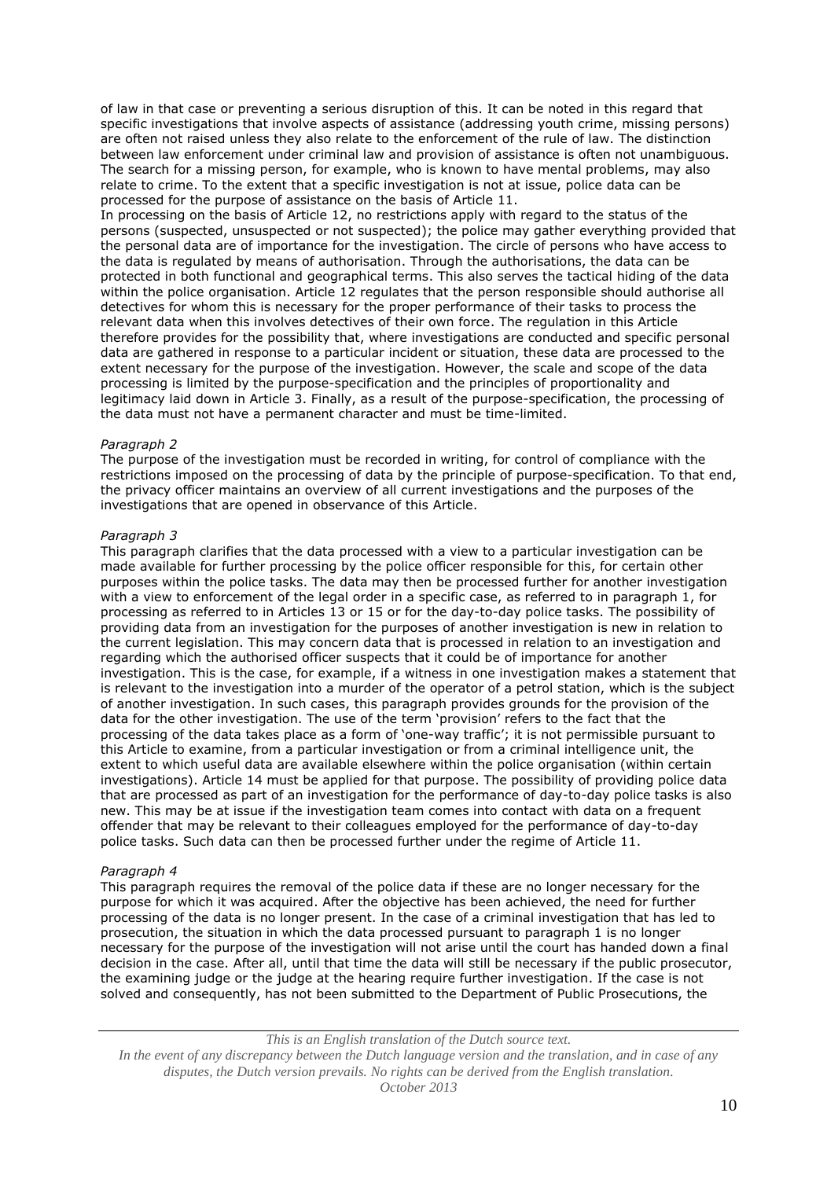of law in that case or preventing a serious disruption of this. It can be noted in this regard that specific investigations that involve aspects of assistance (addressing youth crime, missing persons) are often not raised unless they also relate to the enforcement of the rule of law. The distinction between law enforcement under criminal law and provision of assistance is often not unambiguous. The search for a missing person, for example, who is known to have mental problems, may also relate to crime. To the extent that a specific investigation is not at issue, police data can be processed for the purpose of assistance on the basis of Article 11.

In processing on the basis of Article 12, no restrictions apply with regard to the status of the persons (suspected, unsuspected or not suspected); the police may gather everything provided that the personal data are of importance for the investigation. The circle of persons who have access to the data is regulated by means of authorisation. Through the authorisations, the data can be protected in both functional and geographical terms. This also serves the tactical hiding of the data within the police organisation. Article 12 regulates that the person responsible should authorise all detectives for whom this is necessary for the proper performance of their tasks to process the relevant data when this involves detectives of their own force. The regulation in this Article therefore provides for the possibility that, where investigations are conducted and specific personal data are gathered in response to a particular incident or situation, these data are processed to the extent necessary for the purpose of the investigation. However, the scale and scope of the data processing is limited by the purpose-specification and the principles of proportionality and legitimacy laid down in Article 3. Finally, as a result of the purpose-specification, the processing of the data must not have a permanent character and must be time-limited.

*Paragraph 2*

The purpose of the investigation must be recorded in writing, for control of compliance with the restrictions imposed on the processing of data by the principle of purpose-specification. To that end, the privacy officer maintains an overview of all current investigations and the purposes of the investigations that are opened in observance of this Article.

*Paragraph 3*

This paragraph clarifies that the data processed with a view to a particular investigation can be made available for further processing by the police officer responsible for this, for certain other purposes within the police tasks. The data may then be processed further for another investigation with a view to enforcement of the legal order in a specific case, as referred to in paragraph 1, for processing as referred to in Articles 13 or 15 or for the day-to-day police tasks. The possibility of providing data from an investigation for the purposes of another investigation is new in relation to the current legislation. This may concern data that is processed in relation to an investigation and regarding which the authorised officer suspects that it could be of importance for another investigation. This is the case, for example, if a witness in one investigation makes a statement that is relevant to the investigation into a murder of the operator of a petrol station, which is the subject of another investigation. In such cases, this paragraph provides grounds for the provision of the data for the other investigation. The use of the term 'provision' refers to the fact that the processing of the data takes place as a form of 'one-way traffic'; it is not permissible pursuant to this Article to examine, from a particular investigation or from a criminal intelligence unit, the extent to which useful data are available elsewhere within the police organisation (within certain investigations). Article 14 must be applied for that purpose. The possibility of providing police data that are processed as part of an investigation for the performance of day-to-day police tasks is also new. This may be at issue if the investigation team comes into contact with data on a frequent offender that may be relevant to their colleagues employed for the performance of day-to-day police tasks. Such data can then be processed further under the regime of Article 11.

*Paragraph 4*

This paragraph requires the removal of the police data if these are no longer necessary for the purpose for which it was acquired. After the objective has been achieved, the need for further processing of the data is no longer present. In the case of a criminal investigation that has led to prosecution, the situation in which the data processed pursuant to paragraph 1 is no longer necessary for the purpose of the investigation will not arise until the court has handed down a final decision in the case. After all, until that time the data will still be necessary if the public prosecutor, the examining judge or the judge at the hearing require further investigation. If the case is not solved and consequently, has not been submitted to the Department of Public Prosecutions, the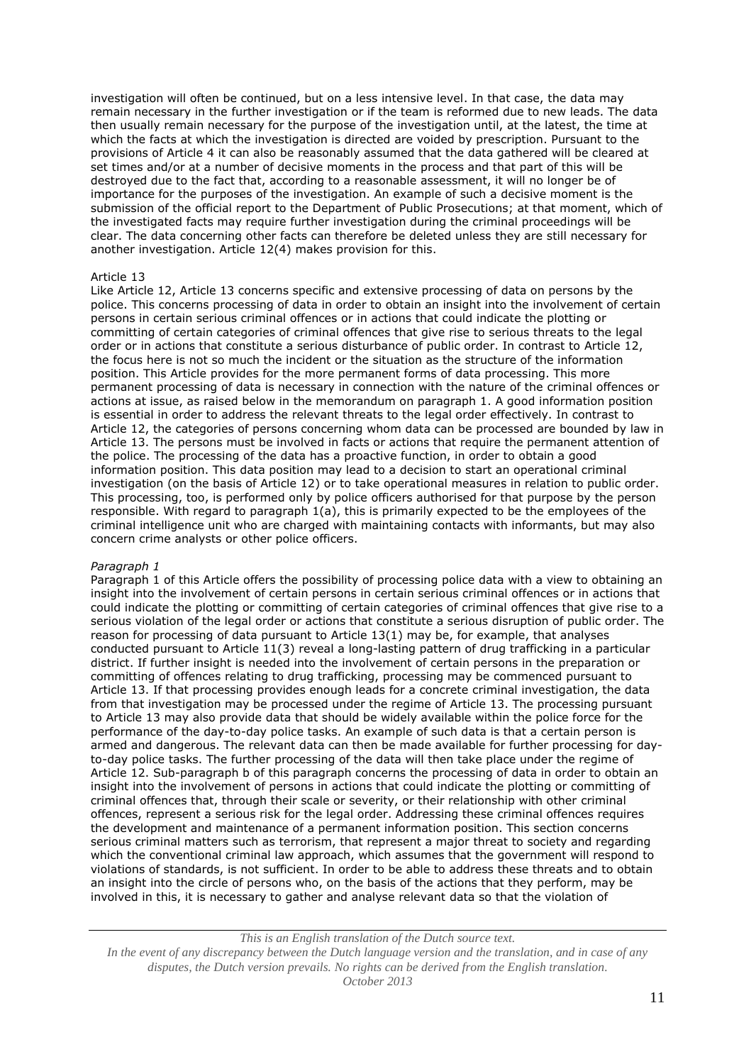investigation will often be continued, but on a less intensive level. In that case, the data may remain necessary in the further investigation or if the team is reformed due to new leads. The data then usually remain necessary for the purpose of the investigation until, at the latest, the time at which the facts at which the investigation is directed are voided by prescription. Pursuant to the provisions of Article 4 it can also be reasonably assumed that the data gathered will be cleared at set times and/or at a number of decisive moments in the process and that part of this will be destroyed due to the fact that, according to a reasonable assessment, it will no longer be of importance for the purposes of the investigation. An example of such a decisive moment is the submission of the official report to the Department of Public Prosecutions; at that moment, which of the investigated facts may require further investigation during the criminal proceedings will be clear. The data concerning other facts can therefore be deleted unless they are still necessary for another investigation. Article 12(4) makes provision for this.

Article 13

Like Article 12, Article 13 concerns specific and extensive processing of data on persons by the police. This concerns processing of data in order to obtain an insight into the involvement of certain persons in certain serious criminal offences or in actions that could indicate the plotting or committing of certain categories of criminal offences that give rise to serious threats to the legal order or in actions that constitute a serious disturbance of public order. In contrast to Article 12, the focus here is not so much the incident or the situation as the structure of the information position. This Article provides for the more permanent forms of data processing. This more permanent processing of data is necessary in connection with the nature of the criminal offences or actions at issue, as raised below in the memorandum on paragraph 1. A good information position is essential in order to address the relevant threats to the legal order effectively. In contrast to Article 12, the categories of persons concerning whom data can be processed are bounded by law in Article 13. The persons must be involved in facts or actions that require the permanent attention of the police. The processing of the data has a proactive function, in order to obtain a good information position. This data position may lead to a decision to start an operational criminal investigation (on the basis of Article 12) or to take operational measures in relation to public order. This processing, too, is performed only by police officers authorised for that purpose by the person responsible. With regard to paragraph 1(a), this is primarily expected to be the employees of the criminal intelligence unit who are charged with maintaining contacts with informants, but may also concern crime analysts or other police officers.

*Paragraph 1*

Paragraph 1 of this Article offers the possibility of processing police data with a view to obtaining an insight into the involvement of certain persons in certain serious criminal offences or in actions that could indicate the plotting or committing of certain categories of criminal offences that give rise to a serious violation of the legal order or actions that constitute a serious disruption of public order. The reason for processing of data pursuant to Article 13(1) may be, for example, that analyses conducted pursuant to Article 11(3) reveal a long-lasting pattern of drug trafficking in a particular district. If further insight is needed into the involvement of certain persons in the preparation or committing of offences relating to drug trafficking, processing may be commenced pursuant to Article 13. If that processing provides enough leads for a concrete criminal investigation, the data from that investigation may be processed under the regime of Article 13. The processing pursuant to Article 13 may also provide data that should be widely available within the police force for the performance of the day-to-day police tasks. An example of such data is that a certain person is armed and dangerous. The relevant data can then be made available for further processing for day-to-day police tasks. The further processing of the data will then take place under the regime of Article 12. Sub-paragraph b of this paragraph concerns the processing of data in order to obtain an insight into the involvement of persons in actions that could indicate the plotting or committing of criminal offences that, through their scale or severity, or their relationship with other criminal offences, represent a serious risk for the legal order. Addressing these criminal offences requires the development and maintenance of a permanent information position. This section concerns serious criminal matters such as terrorism, that represent a major threat to society and regarding which the conventional criminal law approach, which assumes that the government will respond to violations of standards, is not sufficient. In order to be able to address these threats and to obtain an insight into the circle of persons who, on the basis of the actions that they perform, may be involved in this, it is necessary to gather and analyse relevant data so that the violation of

*This is an English translation of the Dutch source text.*
*In the event of any discrepancy between the Dutch language version and the translation, and in case of any disputes, the Dutch version prevails. No rights can be derived from the English translation.*
*October 2013*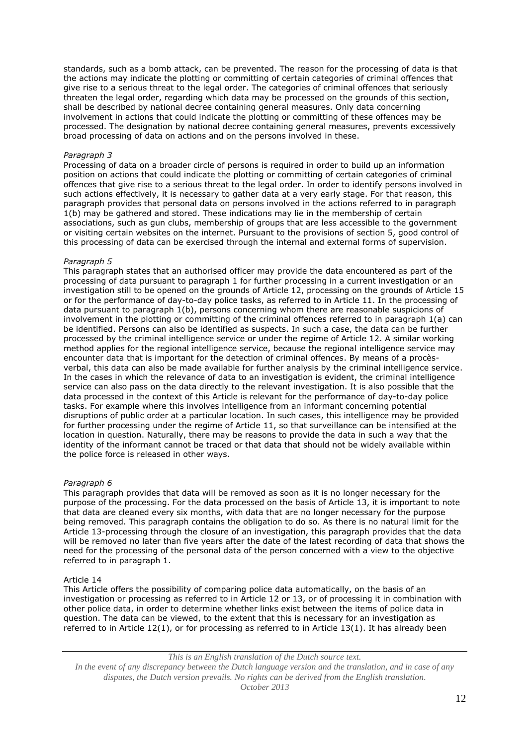standards, such as a bomb attack, can be prevented. The reason for the processing of data is that the actions may indicate the plotting or committing of certain categories of criminal offences that give rise to a serious threat to the legal order. The categories of criminal offences that seriously threaten the legal order, regarding which data may be processed on the grounds of this section, shall be described by national decree containing general measures. Only data concerning involvement in actions that could indicate the plotting or committing of these offences may be processed. The designation by national decree containing general measures, prevents excessively broad processing of data on actions and on the persons involved in these.

*Paragraph 3*
Processing of data on a broader circle of persons is required in order to build up an information position on actions that could indicate the plotting or committing of certain categories of criminal offences that give rise to a serious threat to the legal order. In order to identify persons involved in such actions effectively, it is necessary to gather data at a very early stage. For that reason, this paragraph provides that personal data on persons involved in the actions referred to in paragraph 1(b) may be gathered and stored. These indications may lie in the membership of certain associations, such as gun clubs, membership of groups that are less accessible to the government or visiting certain websites on the internet. Pursuant to the provisions of section 5, good control of this processing of data can be exercised through the internal and external forms of supervision.

*Paragraph 5*
This paragraph states that an authorised officer may provide the data encountered as part of the processing of data pursuant to paragraph 1 for further processing in a current investigation or an investigation still to be opened on the grounds of Article 12, processing on the grounds of Article 15 or for the performance of day-to-day police tasks, as referred to in Article 11. In the processing of data pursuant to paragraph 1(b), persons concerning whom there are reasonable suspicions of involvement in the plotting or committing of the criminal offences referred to in paragraph 1(a) can be identified. Persons can also be identified as suspects. In such a case, the data can be further processed by the criminal intelligence service or under the regime of Article 12. A similar working method applies for the regional intelligence service, because the regional intelligence service may encounter data that is important for the detection of criminal offences. By means of a procès-verbal, this data can also be made available for further analysis by the criminal intelligence service. In the cases in which the relevance of data to an investigation is evident, the criminal intelligence service can also pass on the data directly to the relevant investigation. It is also possible that the data processed in the context of this Article is relevant for the performance of day-to-day police tasks. For example where this involves intelligence from an informant concerning potential disruptions of public order at a particular location. In such cases, this intelligence may be provided for further processing under the regime of Article 11, so that surveillance can be intensified at the location in question. Naturally, there may be reasons to provide the data in such a way that the identity of the informant cannot be traced or that data that should not be widely available within the police force is released in other ways.

*Paragraph 6*
This paragraph provides that data will be removed as soon as it is no longer necessary for the purpose of the processing. For the data processed on the basis of Article 13, it is important to note that data are cleaned every six months, with data that are no longer necessary for the purpose being removed. This paragraph contains the obligation to do so. As there is no natural limit for the Article 13-processing through the closure of an investigation, this paragraph provides that the data will be removed no later than five years after the date of the latest recording of data that shows the need for the processing of the personal data of the person concerned with a view to the objective referred to in paragraph 1.

Article 14
This Article offers the possibility of comparing police data automatically, on the basis of an investigation or processing as referred to in Article 12 or 13, or of processing it in combination with other police data, in order to determine whether links exist between the items of police data in question. The data can be viewed, to the extent that this is necessary for an investigation as referred to in Article 12(1), or for processing as referred to in Article 13(1). It has already been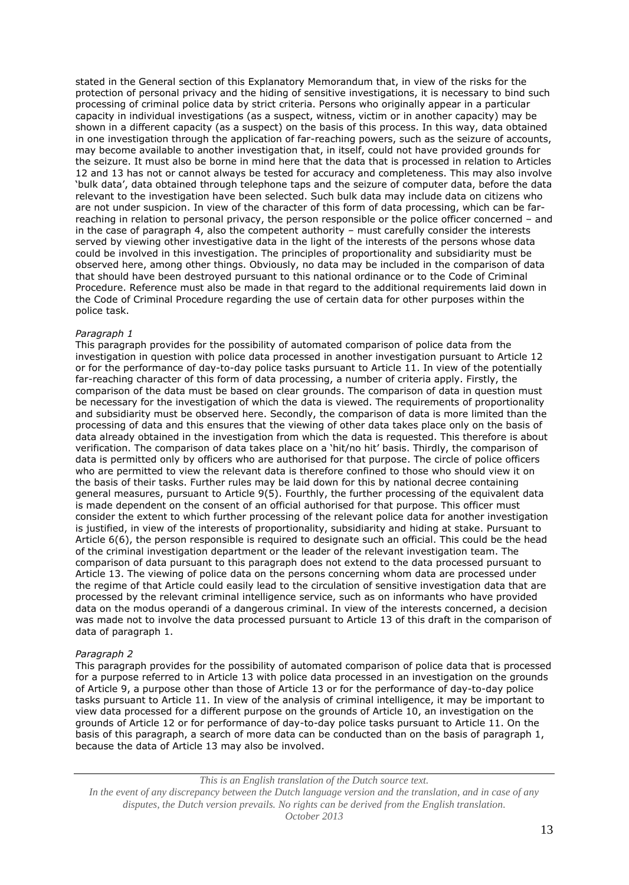stated in the General section of this Explanatory Memorandum that, in view of the risks for the protection of personal privacy and the hiding of sensitive investigations, it is necessary to bind such processing of criminal police data by strict criteria. Persons who originally appear in a particular capacity in individual investigations (as a suspect, witness, victim or in another capacity) may be shown in a different capacity (as a suspect) on the basis of this process. In this way, data obtained in one investigation through the application of far-reaching powers, such as the seizure of accounts, may become available to another investigation that, in itself, could not have provided grounds for the seizure. It must also be borne in mind here that the data that is processed in relation to Articles 12 and 13 has not or cannot always be tested for accuracy and completeness. This may also involve 'bulk data', data obtained through telephone taps and the seizure of computer data, before the data relevant to the investigation have been selected. Such bulk data may include data on citizens who are not under suspicion. In view of the character of this form of data processing, which can be far-reaching in relation to personal privacy, the person responsible or the police officer concerned – and in the case of paragraph 4, also the competent authority – must carefully consider the interests served by viewing other investigative data in the light of the interests of the persons whose data could be involved in this investigation. The principles of proportionality and subsidiarity must be observed here, among other things. Obviously, no data may be included in the comparison of data that should have been destroyed pursuant to this national ordinance or to the Code of Criminal Procedure. Reference must also be made in that regard to the additional requirements laid down in the Code of Criminal Procedure regarding the use of certain data for other purposes within the police task.

*Paragraph 1*

This paragraph provides for the possibility of automated comparison of police data from the investigation in question with police data processed in another investigation pursuant to Article 12 or for the performance of day-to-day police tasks pursuant to Article 11. In view of the potentially far-reaching character of this form of data processing, a number of criteria apply. Firstly, the comparison of the data must be based on clear grounds. The comparison of data in question must be necessary for the investigation of which the data is viewed. The requirements of proportionality and subsidiarity must be observed here. Secondly, the comparison of data is more limited than the processing of data and this ensures that the viewing of other data takes place only on the basis of data already obtained in the investigation from which the data is requested. This therefore is about verification. The comparison of data takes place on a 'hit/no hit' basis. Thirdly, the comparison of data is permitted only by officers who are authorised for that purpose. The circle of police officers who are permitted to view the relevant data is therefore confined to those who should view it on the basis of their tasks. Further rules may be laid down for this by national decree containing general measures, pursuant to Article 9(5). Fourthly, the further processing of the equivalent data is made dependent on the consent of an official authorised for that purpose. This officer must consider the extent to which further processing of the relevant police data for another investigation is justified, in view of the interests of proportionality, subsidiarity and hiding at stake. Pursuant to Article 6(6), the person responsible is required to designate such an official. This could be the head of the criminal investigation department or the leader of the relevant investigation team. The comparison of data pursuant to this paragraph does not extend to the data processed pursuant to Article 13. The viewing of police data on the persons concerning whom data are processed under the regime of that Article could easily lead to the circulation of sensitive investigation data that are processed by the relevant criminal intelligence service, such as on informants who have provided data on the modus operandi of a dangerous criminal. In view of the interests concerned, a decision was made not to involve the data processed pursuant to Article 13 of this draft in the comparison of data of paragraph 1.

*Paragraph 2*

This paragraph provides for the possibility of automated comparison of police data that is processed for a purpose referred to in Article 13 with police data processed in an investigation on the grounds of Article 9, a purpose other than those of Article 13 or for the performance of day-to-day police tasks pursuant to Article 11. In view of the analysis of criminal intelligence, it may be important to view data processed for a different purpose on the grounds of Article 10, an investigation on the grounds of Article 12 or for performance of day-to-day police tasks pursuant to Article 11. On the basis of this paragraph, a search of more data can be conducted than on the basis of paragraph 1, because the data of Article 13 may also be involved.

*This is an English translation of the Dutch source text.*
*In the event of any discrepancy between the Dutch language version and the translation, and in case of any disputes, the Dutch version prevails. No rights can be derived from the English translation.*
*October 2013*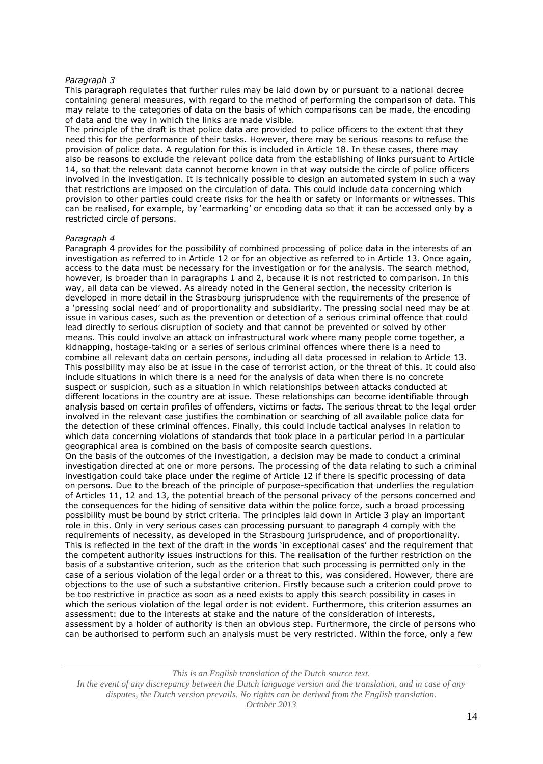*Paragraph 3*

This paragraph regulates that further rules may be laid down by or pursuant to a national decree containing general measures, with regard to the method of performing the comparison of data. This may relate to the categories of data on the basis of which comparisons can be made, the encoding of data and the way in which the links are made visible.

The principle of the draft is that police data are provided to police officers to the extent that they need this for the performance of their tasks. However, there may be serious reasons to refuse the provision of police data. A regulation for this is included in Article 18. In these cases, there may also be reasons to exclude the relevant police data from the establishing of links pursuant to Article 14, so that the relevant data cannot become known in that way outside the circle of police officers involved in the investigation. It is technically possible to design an automated system in such a way that restrictions are imposed on the circulation of data. This could include data concerning which provision to other parties could create risks for the health or safety or informants or witnesses. This can be realised, for example, by 'earmarking' or encoding data so that it can be accessed only by a restricted circle of persons.

*Paragraph 4*

Paragraph 4 provides for the possibility of combined processing of police data in the interests of an investigation as referred to in Article 12 or for an objective as referred to in Article 13. Once again, access to the data must be necessary for the investigation or for the analysis. The search method, however, is broader than in paragraphs 1 and 2, because it is not restricted to comparison. In this way, all data can be viewed. As already noted in the General section, the necessity criterion is developed in more detail in the Strasbourg jurisprudence with the requirements of the presence of a 'pressing social need' and of proportionality and subsidiarity. The pressing social need may be at issue in various cases, such as the prevention or detection of a serious criminal offence that could lead directly to serious disruption of society and that cannot be prevented or solved by other means. This could involve an attack on infrastructural work where many people come together, a kidnapping, hostage-taking or a series of serious criminal offences where there is a need to combine all relevant data on certain persons, including all data processed in relation to Article 13. This possibility may also be at issue in the case of terrorist action, or the threat of this. It could also include situations in which there is a need for the analysis of data when there is no concrete suspect or suspicion, such as a situation in which relationships between attacks conducted at different locations in the country are at issue. These relationships can become identifiable through analysis based on certain profiles of offenders, victims or facts. The serious threat to the legal order involved in the relevant case justifies the combination or searching of all available police data for the detection of these criminal offences. Finally, this could include tactical analyses in relation to which data concerning violations of standards that took place in a particular period in a particular geographical area is combined on the basis of composite search questions.

On the basis of the outcomes of the investigation, a decision may be made to conduct a criminal investigation directed at one or more persons. The processing of the data relating to such a criminal investigation could take place under the regime of Article 12 if there is specific processing of data on persons. Due to the breach of the principle of purpose-specification that underlies the regulation of Articles 11, 12 and 13, the potential breach of the personal privacy of the persons concerned and the consequences for the hiding of sensitive data within the police force, such a broad processing possibility must be bound by strict criteria. The principles laid down in Article 3 play an important role in this. Only in very serious cases can processing pursuant to paragraph 4 comply with the requirements of necessity, as developed in the Strasbourg jurisprudence, and of proportionality. This is reflected in the text of the draft in the words 'in exceptional cases' and the requirement that the competent authority issues instructions for this. The realisation of the further restriction on the basis of a substantive criterion, such as the criterion that such processing is permitted only in the case of a serious violation of the legal order or a threat to this, was considered. However, there are objections to the use of such a substantive criterion. Firstly because such a criterion could prove to be too restrictive in practice as soon as a need exists to apply this search possibility in cases in which the serious violation of the legal order is not evident. Furthermore, this criterion assumes an assessment: due to the interests at stake and the nature of the consideration of interests, assessment by a holder of authority is then an obvious step. Furthermore, the circle of persons who can be authorised to perform such an analysis must be very restricted. Within the force, only a few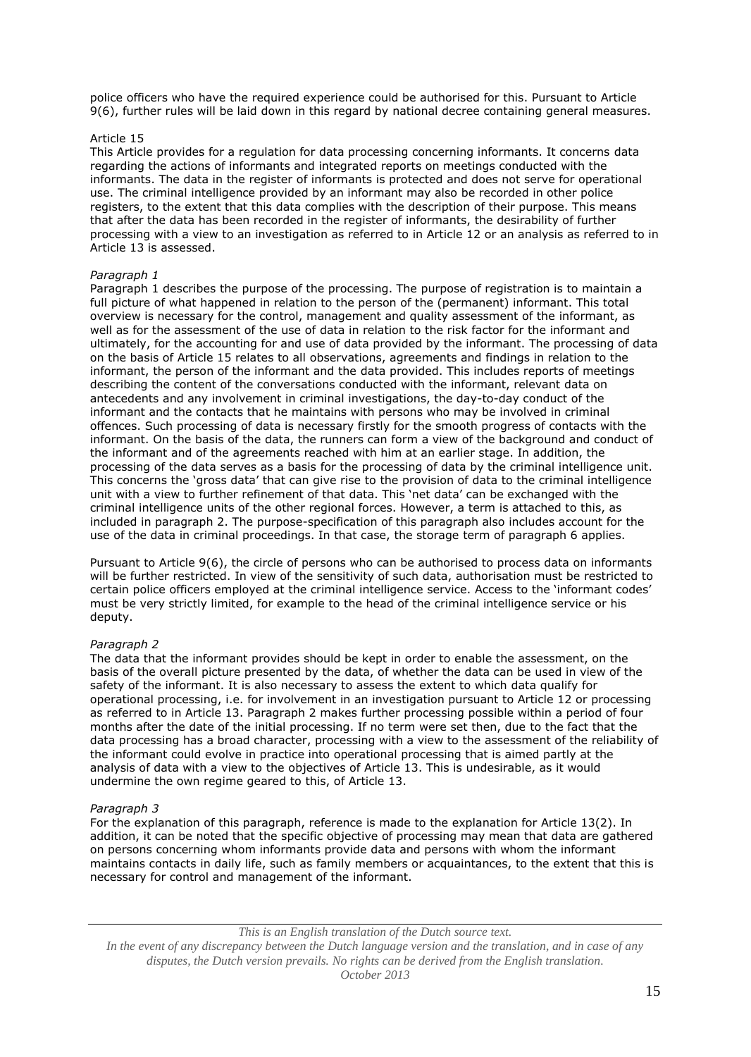police officers who have the required experience could be authorised for this. Pursuant to Article 9(6), further rules will be laid down in this regard by national decree containing general measures.

Article 15

This Article provides for a regulation for data processing concerning informants. It concerns data regarding the actions of informants and integrated reports on meetings conducted with the informants. The data in the register of informants is protected and does not serve for operational use. The criminal intelligence provided by an informant may also be recorded in other police registers, to the extent that this data complies with the description of their purpose. This means that after the data has been recorded in the register of informants, the desirability of further processing with a view to an investigation as referred to in Article 12 or an analysis as referred to in Article 13 is assessed.

*Paragraph 1*

Paragraph 1 describes the purpose of the processing. The purpose of registration is to maintain a full picture of what happened in relation to the person of the (permanent) informant. This total overview is necessary for the control, management and quality assessment of the informant, as well as for the assessment of the use of data in relation to the risk factor for the informant and ultimately, for the accounting for and use of data provided by the informant. The processing of data on the basis of Article 15 relates to all observations, agreements and findings in relation to the informant, the person of the informant and the data provided. This includes reports of meetings describing the content of the conversations conducted with the informant, relevant data on antecedents and any involvement in criminal investigations, the day-to-day conduct of the informant and the contacts that he maintains with persons who may be involved in criminal offences. Such processing of data is necessary firstly for the smooth progress of contacts with the informant. On the basis of the data, the runners can form a view of the background and conduct of the informant and of the agreements reached with him at an earlier stage. In addition, the processing of the data serves as a basis for the processing of data by the criminal intelligence unit. This concerns the 'gross data' that can give rise to the provision of data to the criminal intelligence unit with a view to further refinement of that data. This 'net data' can be exchanged with the criminal intelligence units of the other regional forces. However, a term is attached to this, as included in paragraph 2. The purpose-specification of this paragraph also includes account for the use of the data in criminal proceedings. In that case, the storage term of paragraph 6 applies.

Pursuant to Article 9(6), the circle of persons who can be authorised to process data on informants will be further restricted. In view of the sensitivity of such data, authorisation must be restricted to certain police officers employed at the criminal intelligence service. Access to the 'informant codes' must be very strictly limited, for example to the head of the criminal intelligence service or his deputy.

*Paragraph 2*

The data that the informant provides should be kept in order to enable the assessment, on the basis of the overall picture presented by the data, of whether the data can be used in view of the safety of the informant. It is also necessary to assess the extent to which data qualify for operational processing, i.e. for involvement in an investigation pursuant to Article 12 or processing as referred to in Article 13. Paragraph 2 makes further processing possible within a period of four months after the date of the initial processing. If no term were set then, due to the fact that the data processing has a broad character, processing with a view to the assessment of the reliability of the informant could evolve in practice into operational processing that is aimed partly at the analysis of data with a view to the objectives of Article 13. This is undesirable, as it would undermine the own regime geared to this, of Article 13.

*Paragraph 3*

For the explanation of this paragraph, reference is made to the explanation for Article 13(2). In addition, it can be noted that the specific objective of processing may mean that data are gathered on persons concerning whom informants provide data and persons with whom the informant maintains contacts in daily life, such as family members or acquaintances, to the extent that this is necessary for control and management of the informant.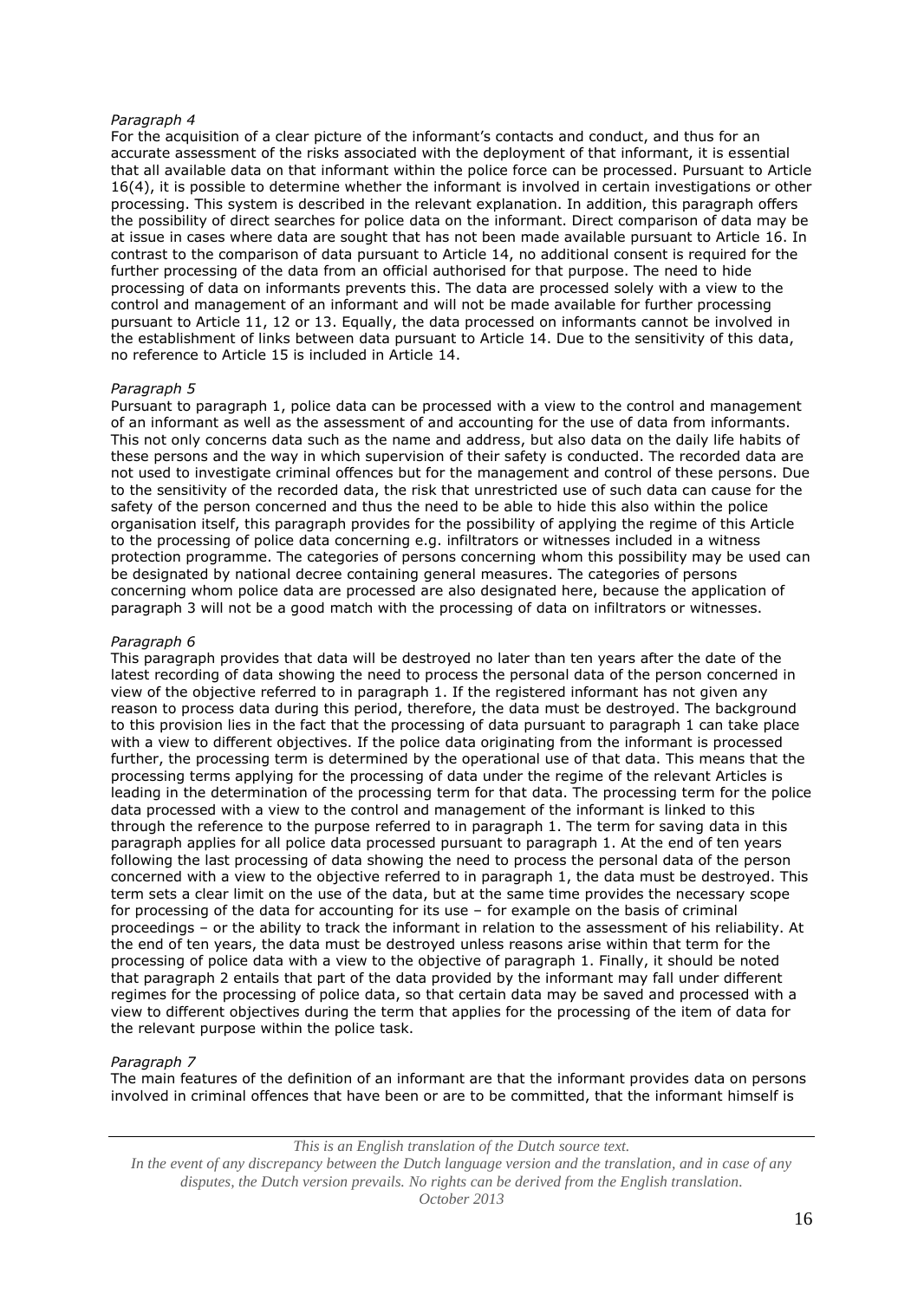*Paragraph 4*

For the acquisition of a clear picture of the informant's contacts and conduct, and thus for an accurate assessment of the risks associated with the deployment of that informant, it is essential that all available data on that informant within the police force can be processed. Pursuant to Article 16(4), it is possible to determine whether the informant is involved in certain investigations or other processing. This system is described in the relevant explanation. In addition, this paragraph offers the possibility of direct searches for police data on the informant. Direct comparison of data may be at issue in cases where data are sought that has not been made available pursuant to Article 16. In contrast to the comparison of data pursuant to Article 14, no additional consent is required for the further processing of the data from an official authorised for that purpose. The need to hide processing of data on informants prevents this. The data are processed solely with a view to the control and management of an informant and will not be made available for further processing pursuant to Article 11, 12 or 13. Equally, the data processed on informants cannot be involved in the establishment of links between data pursuant to Article 14. Due to the sensitivity of this data, no reference to Article 15 is included in Article 14.

*Paragraph 5*

Pursuant to paragraph 1, police data can be processed with a view to the control and management of an informant as well as the assessment of and accounting for the use of data from informants. This not only concerns data such as the name and address, but also data on the daily life habits of these persons and the way in which supervision of their safety is conducted. The recorded data are not used to investigate criminal offences but for the management and control of these persons. Due to the sensitivity of the recorded data, the risk that unrestricted use of such data can cause for the safety of the person concerned and thus the need to be able to hide this also within the police organisation itself, this paragraph provides for the possibility of applying the regime of this Article to the processing of police data concerning e.g. infiltrators or witnesses included in a witness protection programme. The categories of persons concerning whom this possibility may be used can be designated by national decree containing general measures. The categories of persons concerning whom police data are processed are also designated here, because the application of paragraph 3 will not be a good match with the processing of data on infiltrators or witnesses.

*Paragraph 6*

This paragraph provides that data will be destroyed no later than ten years after the date of the latest recording of data showing the need to process the personal data of the person concerned in view of the objective referred to in paragraph 1. If the registered informant has not given any reason to process data during this period, therefore, the data must be destroyed. The background to this provision lies in the fact that the processing of data pursuant to paragraph 1 can take place with a view to different objectives. If the police data originating from the informant is processed further, the processing term is determined by the operational use of that data. This means that the processing terms applying for the processing of data under the regime of the relevant Articles is leading in the determination of the processing term for that data. The processing term for the police data processed with a view to the control and management of the informant is linked to this through the reference to the purpose referred to in paragraph 1. The term for saving data in this paragraph applies for all police data processed pursuant to paragraph 1. At the end of ten years following the last processing of data showing the need to process the personal data of the person concerned with a view to the objective referred to in paragraph 1, the data must be destroyed. This term sets a clear limit on the use of the data, but at the same time provides the necessary scope for processing of the data for accounting for its use – for example on the basis of criminal proceedings – or the ability to track the informant in relation to the assessment of his reliability. At the end of ten years, the data must be destroyed unless reasons arise within that term for the processing of police data with a view to the objective of paragraph 1. Finally, it should be noted that paragraph 2 entails that part of the data provided by the informant may fall under different regimes for the processing of police data, so that certain data may be saved and processed with a view to different objectives during the term that applies for the processing of the item of data for the relevant purpose within the police task.

*Paragraph 7*

The main features of the definition of an informant are that the informant provides data on persons involved in criminal offences that have been or are to be committed, that the informant himself is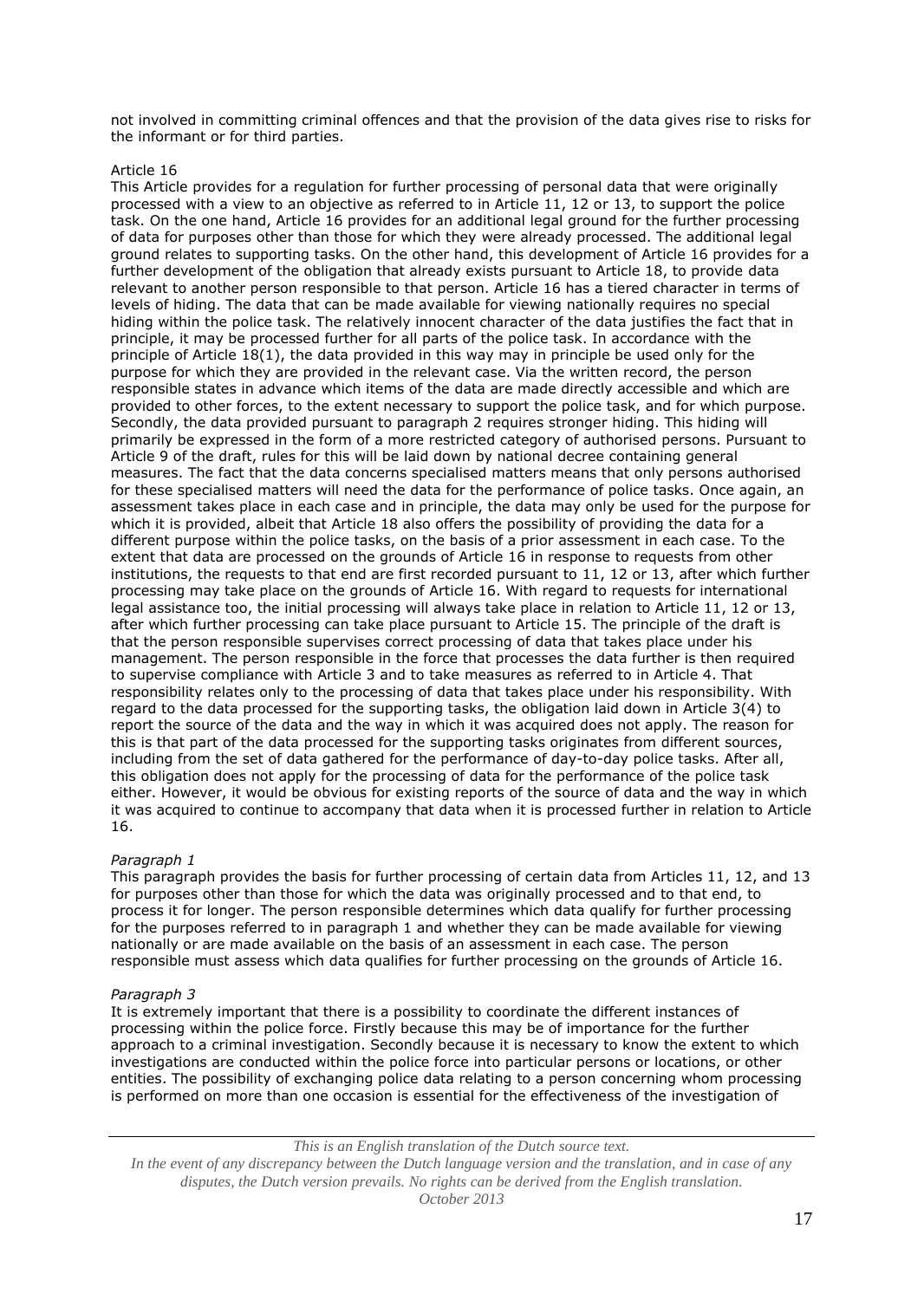not involved in committing criminal offences and that the provision of the data gives rise to risks for the informant or for third parties.

Article 16

This Article provides for a regulation for further processing of personal data that were originally processed with a view to an objective as referred to in Article 11, 12 or 13, to support the police task. On the one hand, Article 16 provides for an additional legal ground for the further processing of data for purposes other than those for which they were already processed. The additional legal ground relates to supporting tasks. On the other hand, this development of Article 16 provides for a further development of the obligation that already exists pursuant to Article 18, to provide data relevant to another person responsible to that person. Article 16 has a tiered character in terms of levels of hiding. The data that can be made available for viewing nationally requires no special hiding within the police task. The relatively innocent character of the data justifies the fact that in principle, it may be processed further for all parts of the police task. In accordance with the principle of Article 18(1), the data provided in this way may in principle be used only for the purpose for which they are provided in the relevant case. Via the written record, the person responsible states in advance which items of the data are made directly accessible and which are provided to other forces, to the extent necessary to support the police task, and for which purpose. Secondly, the data provided pursuant to paragraph 2 requires stronger hiding. This hiding will primarily be expressed in the form of a more restricted category of authorised persons. Pursuant to Article 9 of the draft, rules for this will be laid down by national decree containing general measures. The fact that the data concerns specialised matters means that only persons authorised for these specialised matters will need the data for the performance of police tasks. Once again, an assessment takes place in each case and in principle, the data may only be used for the purpose for which it is provided, albeit that Article 18 also offers the possibility of providing the data for a different purpose within the police tasks, on the basis of a prior assessment in each case. To the extent that data are processed on the grounds of Article 16 in response to requests from other institutions, the requests to that end are first recorded pursuant to 11, 12 or 13, after which further processing may take place on the grounds of Article 16. With regard to requests for international legal assistance too, the initial processing will always take place in relation to Article 11, 12 or 13, after which further processing can take place pursuant to Article 15. The principle of the draft is that the person responsible supervises correct processing of data that takes place under his management. The person responsible in the force that processes the data further is then required to supervise compliance with Article 3 and to take measures as referred to in Article 4. That responsibility relates only to the processing of data that takes place under his responsibility. With regard to the data processed for the supporting tasks, the obligation laid down in Article 3(4) to report the source of the data and the way in which it was acquired does not apply. The reason for this is that part of the data processed for the supporting tasks originates from different sources, including from the set of data gathered for the performance of day-to-day police tasks. After all, this obligation does not apply for the processing of data for the performance of the police task either. However, it would be obvious for existing reports of the source of data and the way in which it was acquired to continue to accompany that data when it is processed further in relation to Article 16.

*Paragraph 1*

This paragraph provides the basis for further processing of certain data from Articles 11, 12, and 13 for purposes other than those for which the data was originally processed and to that end, to process it for longer. The person responsible determines which data qualify for further processing for the purposes referred to in paragraph 1 and whether they can be made available for viewing nationally or are made available on the basis of an assessment in each case. The person responsible must assess which data qualifies for further processing on the grounds of Article 16.

*Paragraph 3*

It is extremely important that there is a possibility to coordinate the different instances of processing within the police force. Firstly because this may be of importance for the further approach to a criminal investigation. Secondly because it is necessary to know the extent to which investigations are conducted within the police force into particular persons or locations, or other entities. The possibility of exchanging police data relating to a person concerning whom processing is performed on more than one occasion is essential for the effectiveness of the investigation of

*This is an English translation of the Dutch source text.*
*In the event of any discrepancy between the Dutch language version and the translation, and in case of any disputes, the Dutch version prevails. No rights can be derived from the English translation.*
*October 2013*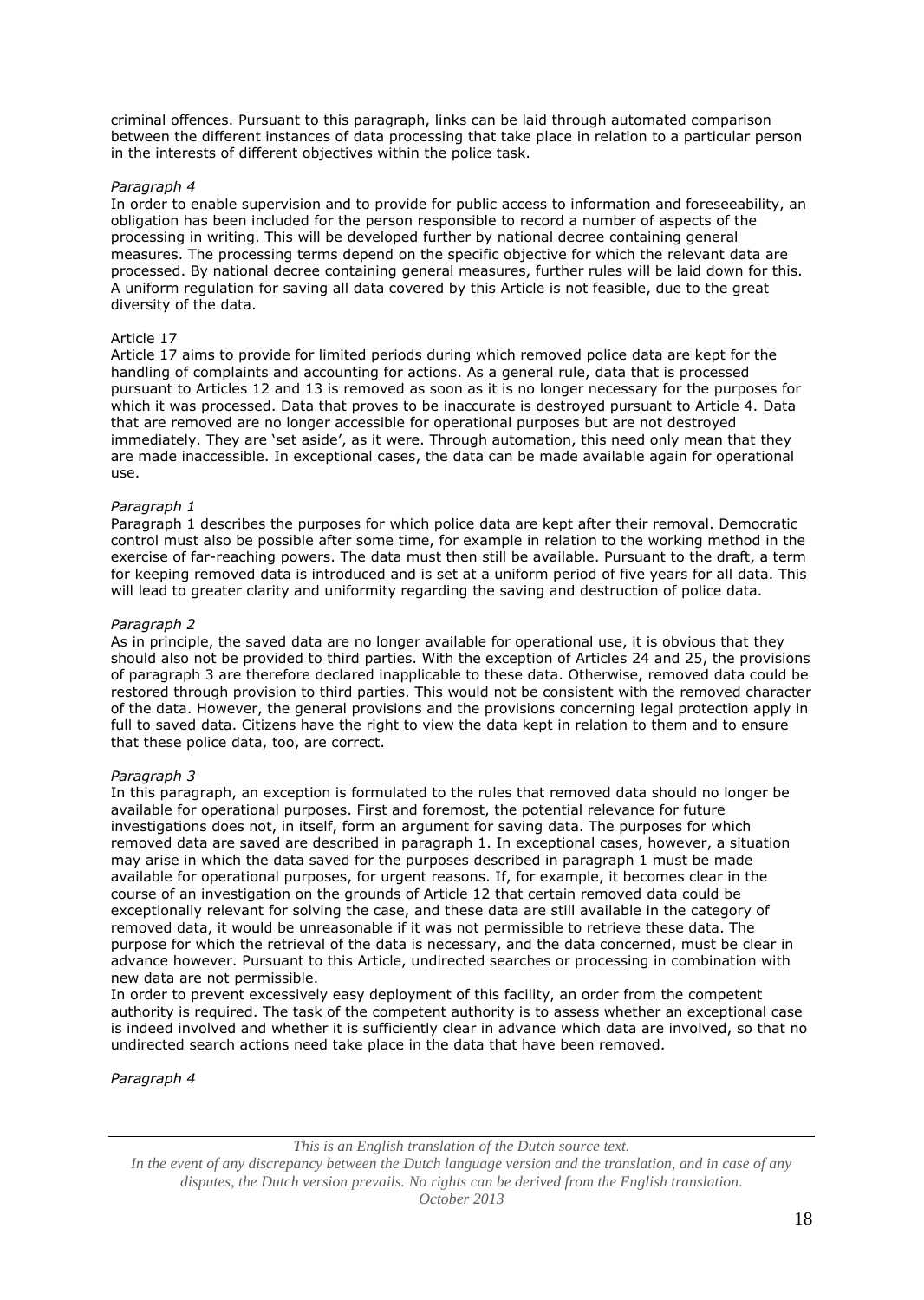criminal offences. Pursuant to this paragraph, links can be laid through automated comparison between the different instances of data processing that take place in relation to a particular person in the interests of different objectives within the police task.

*Paragraph 4*

In order to enable supervision and to provide for public access to information and foreseeability, an obligation has been included for the person responsible to record a number of aspects of the processing in writing. This will be developed further by national decree containing general measures. The processing terms depend on the specific objective for which the relevant data are processed. By national decree containing general measures, further rules will be laid down for this. A uniform regulation for saving all data covered by this Article is not feasible, due to the great diversity of the data.

Article 17

Article 17 aims to provide for limited periods during which removed police data are kept for the handling of complaints and accounting for actions. As a general rule, data that is processed pursuant to Articles 12 and 13 is removed as soon as it is no longer necessary for the purposes for which it was processed. Data that proves to be inaccurate is destroyed pursuant to Article 4. Data that are removed are no longer accessible for operational purposes but are not destroyed immediately. They are 'set aside', as it were. Through automation, this need only mean that they are made inaccessible. In exceptional cases, the data can be made available again for operational use.

*Paragraph 1*

Paragraph 1 describes the purposes for which police data are kept after their removal. Democratic control must also be possible after some time, for example in relation to the working method in the exercise of far-reaching powers. The data must then still be available. Pursuant to the draft, a term for keeping removed data is introduced and is set at a uniform period of five years for all data. This will lead to greater clarity and uniformity regarding the saving and destruction of police data.

*Paragraph 2*

As in principle, the saved data are no longer available for operational use, it is obvious that they should also not be provided to third parties. With the exception of Articles 24 and 25, the provisions of paragraph 3 are therefore declared inapplicable to these data. Otherwise, removed data could be restored through provision to third parties. This would not be consistent with the removed character of the data. However, the general provisions and the provisions concerning legal protection apply in full to saved data. Citizens have the right to view the data kept in relation to them and to ensure that these police data, too, are correct.

*Paragraph 3*

In this paragraph, an exception is formulated to the rules that removed data should no longer be available for operational purposes. First and foremost, the potential relevance for future investigations does not, in itself, form an argument for saving data. The purposes for which removed data are saved are described in paragraph 1. In exceptional cases, however, a situation may arise in which the data saved for the purposes described in paragraph 1 must be made available for operational purposes, for urgent reasons. If, for example, it becomes clear in the course of an investigation on the grounds of Article 12 that certain removed data could be exceptionally relevant for solving the case, and these data are still available in the category of removed data, it would be unreasonable if it was not permissible to retrieve these data. The purpose for which the retrieval of the data is necessary, and the data concerned, must be clear in advance however. Pursuant to this Article, undirected searches or processing in combination with new data are not permissible.

In order to prevent excessively easy deployment of this facility, an order from the competent authority is required. The task of the competent authority is to assess whether an exceptional case is indeed involved and whether it is sufficiently clear in advance which data are involved, so that no undirected search actions need take place in the data that have been removed.

*Paragraph 4*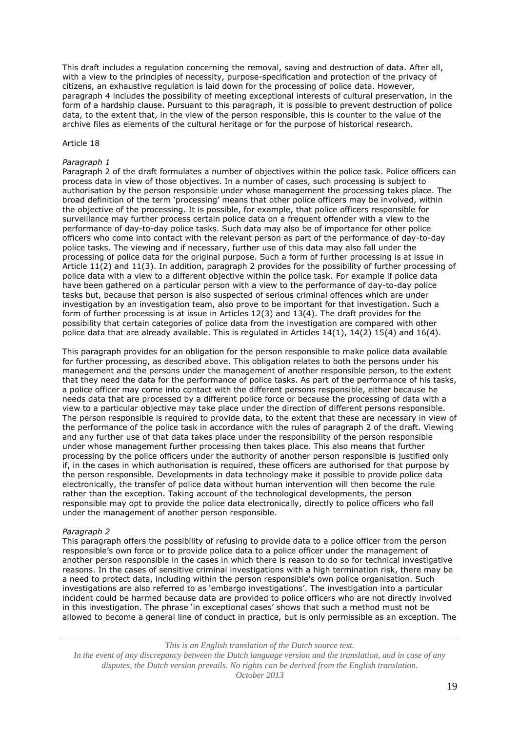This draft includes a regulation concerning the removal, saving and destruction of data. After all, with a view to the principles of necessity, purpose-specification and protection of the privacy of citizens, an exhaustive regulation is laid down for the processing of police data. However, paragraph 4 includes the possibility of meeting exceptional interests of cultural preservation, in the form of a hardship clause. Pursuant to this paragraph, it is possible to prevent destruction of police data, to the extent that, in the view of the person responsible, this is counter to the value of the archive files as elements of the cultural heritage or for the purpose of historical research.

Article 18

*Paragraph 1*

Paragraph 2 of the draft formulates a number of objectives within the police task. Police officers can process data in view of those objectives. In a number of cases, such processing is subject to authorisation by the person responsible under whose management the processing takes place. The broad definition of the term 'processing' means that other police officers may be involved, within the objective of the processing. It is possible, for example, that police officers responsible for surveillance may further process certain police data on a frequent offender with a view to the performance of day-to-day police tasks. Such data may also be of importance for other police officers who come into contact with the relevant person as part of the performance of day-to-day police tasks. The viewing and if necessary, further use of this data may also fall under the processing of police data for the original purpose. Such a form of further processing is at issue in Article 11(2) and 11(3). In addition, paragraph 2 provides for the possibility of further processing of police data with a view to a different objective within the police task. For example if police data have been gathered on a particular person with a view to the performance of day-to-day police tasks but, because that person is also suspected of serious criminal offences which are under investigation by an investigation team, also prove to be important for that investigation. Such a form of further processing is at issue in Articles 12(3) and 13(4). The draft provides for the possibility that certain categories of police data from the investigation are compared with other police data that are already available. This is regulated in Articles 14(1), 14(2) 15(4) and 16(4).

This paragraph provides for an obligation for the person responsible to make police data available for further processing, as described above. This obligation relates to both the persons under his management and the persons under the management of another responsible person, to the extent that they need the data for the performance of police tasks. As part of the performance of his tasks, a police officer may come into contact with the different persons responsible, either because he needs data that are processed by a different police force or because the processing of data with a view to a particular objective may take place under the direction of different persons responsible. The person responsible is required to provide data, to the extent that these are necessary in view of the performance of the police task in accordance with the rules of paragraph 2 of the draft. Viewing and any further use of that data takes place under the responsibility of the person responsible under whose management further processing then takes place. This also means that further processing by the police officers under the authority of another person responsible is justified only if, in the cases in which authorisation is required, these officers are authorised for that purpose by the person responsible. Developments in data technology make it possible to provide police data electronically, the transfer of police data without human intervention will then become the rule rather than the exception. Taking account of the technological developments, the person responsible may opt to provide the police data electronically, directly to police officers who fall under the management of another person responsible.

*Paragraph 2*

This paragraph offers the possibility of refusing to provide data to a police officer from the person responsible's own force or to provide police data to a police officer under the management of another person responsible in the cases in which there is reason to do so for technical investigative reasons. In the cases of sensitive criminal investigations with a high termination risk, there may be a need to protect data, including within the person responsible's own police organisation. Such investigations are also referred to as 'embargo investigations'. The investigation into a particular incident could be harmed because data are provided to police officers who are not directly involved in this investigation. The phrase 'in exceptional cases' shows that such a method must not be allowed to become a general line of conduct in practice, but is only permissible as an exception. The

*This is an English translation of the Dutch source text.*
*In the event of any discrepancy between the Dutch language version and the translation, and in case of any disputes, the Dutch version prevails. No rights can be derived from the English translation.*
*October 2013*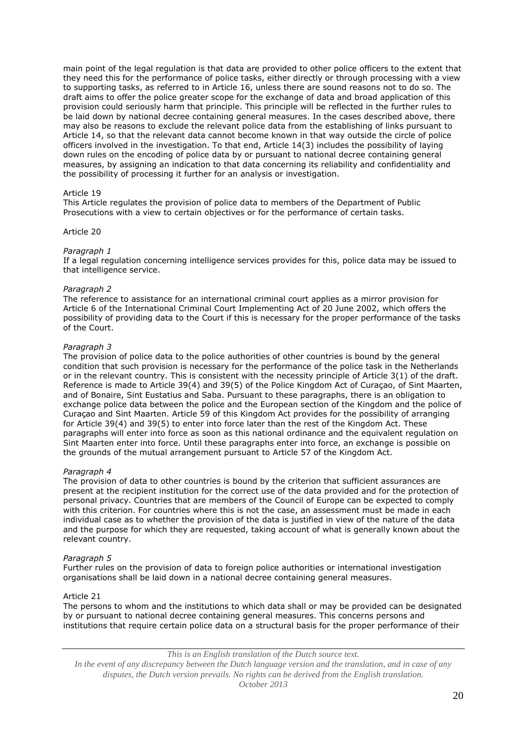main point of the legal regulation is that data are provided to other police officers to the extent that they need this for the performance of police tasks, either directly or through processing with a view to supporting tasks, as referred to in Article 16, unless there are sound reasons not to do so. The draft aims to offer the police greater scope for the exchange of data and broad application of this provision could seriously harm that principle. This principle will be reflected in the further rules to be laid down by national decree containing general measures. In the cases described above, there may also be reasons to exclude the relevant police data from the establishing of links pursuant to Article 14, so that the relevant data cannot become known in that way outside the circle of police officers involved in the investigation. To that end, Article 14(3) includes the possibility of laying down rules on the encoding of police data by or pursuant to national decree containing general measures, by assigning an indication to that data concerning its reliability and confidentiality and the possibility of processing it further for an analysis or investigation.

Article 19

This Article regulates the provision of police data to members of the Department of Public Prosecutions with a view to certain objectives or for the performance of certain tasks.

Article 20

*Paragraph 1*

If a legal regulation concerning intelligence services provides for this, police data may be issued to that intelligence service.

*Paragraph 2*

The reference to assistance for an international criminal court applies as a mirror provision for Article 6 of the International Criminal Court Implementing Act of 20 June 2002, which offers the possibility of providing data to the Court if this is necessary for the proper performance of the tasks of the Court.

*Paragraph 3*

The provision of police data to the police authorities of other countries is bound by the general condition that such provision is necessary for the performance of the police task in the Netherlands or in the relevant country. This is consistent with the necessity principle of Article 3(1) of the draft. Reference is made to Article 39(4) and 39(5) of the Police Kingdom Act of Curaçao, of Sint Maarten, and of Bonaire, Sint Eustatius and Saba. Pursuant to these paragraphs, there is an obligation to exchange police data between the police and the European section of the Kingdom and the police of Curaçao and Sint Maarten. Article 59 of this Kingdom Act provides for the possibility of arranging for Article 39(4) and 39(5) to enter into force later than the rest of the Kingdom Act. These paragraphs will enter into force as soon as this national ordinance and the equivalent regulation on Sint Maarten enter into force. Until these paragraphs enter into force, an exchange is possible on the grounds of the mutual arrangement pursuant to Article 57 of the Kingdom Act.

*Paragraph 4*

The provision of data to other countries is bound by the criterion that sufficient assurances are present at the recipient institution for the correct use of the data provided and for the protection of personal privacy. Countries that are members of the Council of Europe can be expected to comply with this criterion. For countries where this is not the case, an assessment must be made in each individual case as to whether the provision of the data is justified in view of the nature of the data and the purpose for which they are requested, taking account of what is generally known about the relevant country.

*Paragraph 5*

Further rules on the provision of data to foreign police authorities or international investigation organisations shall be laid down in a national decree containing general measures.

Article 21

The persons to whom and the institutions to which data shall or may be provided can be designated by or pursuant to national decree containing general measures. This concerns persons and institutions that require certain police data on a structural basis for the proper performance of their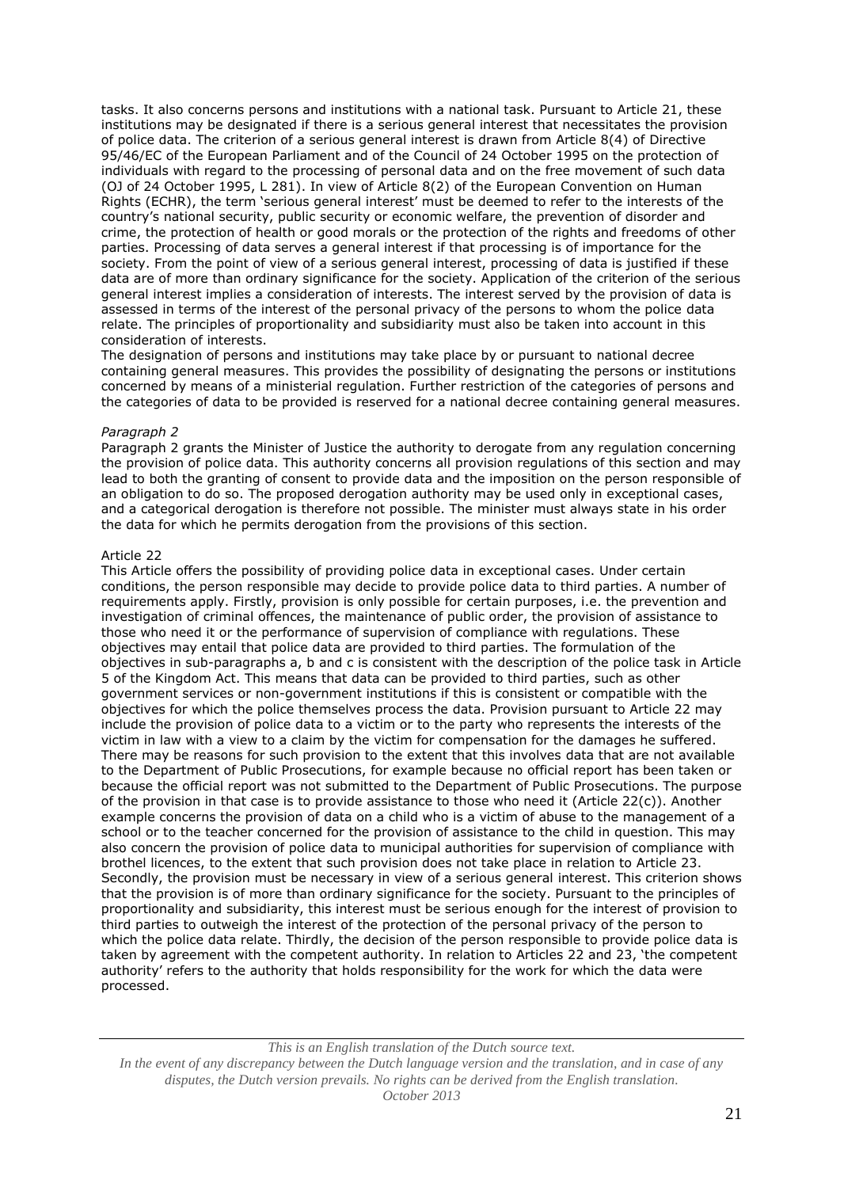tasks. It also concerns persons and institutions with a national task. Pursuant to Article 21, these institutions may be designated if there is a serious general interest that necessitates the provision of police data. The criterion of a serious general interest is drawn from Article 8(4) of Directive 95/46/EC of the European Parliament and of the Council of 24 October 1995 on the protection of individuals with regard to the processing of personal data and on the free movement of such data (OJ of 24 October 1995, L 281). In view of Article 8(2) of the European Convention on Human Rights (ECHR), the term 'serious general interest' must be deemed to refer to the interests of the country's national security, public security or economic welfare, the prevention of disorder and crime, the protection of health or good morals or the protection of the rights and freedoms of other parties. Processing of data serves a general interest if that processing is of importance for the society. From the point of view of a serious general interest, processing of data is justified if these data are of more than ordinary significance for the society. Application of the criterion of the serious general interest implies a consideration of interests. The interest served by the provision of data is assessed in terms of the interest of the personal privacy of the persons to whom the police data relate. The principles of proportionality and subsidiarity must also be taken into account in this consideration of interests.

The designation of persons and institutions may take place by or pursuant to national decree containing general measures. This provides the possibility of designating the persons or institutions concerned by means of a ministerial regulation. Further restriction of the categories of persons and the categories of data to be provided is reserved for a national decree containing general measures.

*Paragraph 2*

Paragraph 2 grants the Minister of Justice the authority to derogate from any regulation concerning the provision of police data. This authority concerns all provision regulations of this section and may lead to both the granting of consent to provide data and the imposition on the person responsible of an obligation to do so. The proposed derogation authority may be used only in exceptional cases, and a categorical derogation is therefore not possible. The minister must always state in his order the data for which he permits derogation from the provisions of this section.

Article 22

This Article offers the possibility of providing police data in exceptional cases. Under certain conditions, the person responsible may decide to provide police data to third parties. A number of requirements apply. Firstly, provision is only possible for certain purposes, i.e. the prevention and investigation of criminal offences, the maintenance of public order, the provision of assistance to those who need it or the performance of supervision of compliance with regulations. These objectives may entail that police data are provided to third parties. The formulation of the objectives in sub-paragraphs a, b and c is consistent with the description of the police task in Article 5 of the Kingdom Act. This means that data can be provided to third parties, such as other government services or non-government institutions if this is consistent or compatible with the objectives for which the police themselves process the data. Provision pursuant to Article 22 may include the provision of police data to a victim or to the party who represents the interests of the victim in law with a view to a claim by the victim for compensation for the damages he suffered. There may be reasons for such provision to the extent that this involves data that are not available to the Department of Public Prosecutions, for example because no official report has been taken or because the official report was not submitted to the Department of Public Prosecutions. The purpose of the provision in that case is to provide assistance to those who need it (Article 22(c)). Another example concerns the provision of data on a child who is a victim of abuse to the management of a school or to the teacher concerned for the provision of assistance to the child in question. This may also concern the provision of police data to municipal authorities for supervision of compliance with brothel licences, to the extent that such provision does not take place in relation to Article 23. Secondly, the provision must be necessary in view of a serious general interest. This criterion shows that the provision is of more than ordinary significance for the society. Pursuant to the principles of proportionality and subsidiarity, this interest must be serious enough for the interest of provision to third parties to outweigh the interest of the protection of the personal privacy of the person to which the police data relate. Thirdly, the decision of the person responsible to provide police data is taken by agreement with the competent authority. In relation to Articles 22 and 23, 'the competent authority' refers to the authority that holds responsibility for the work for which the data were processed.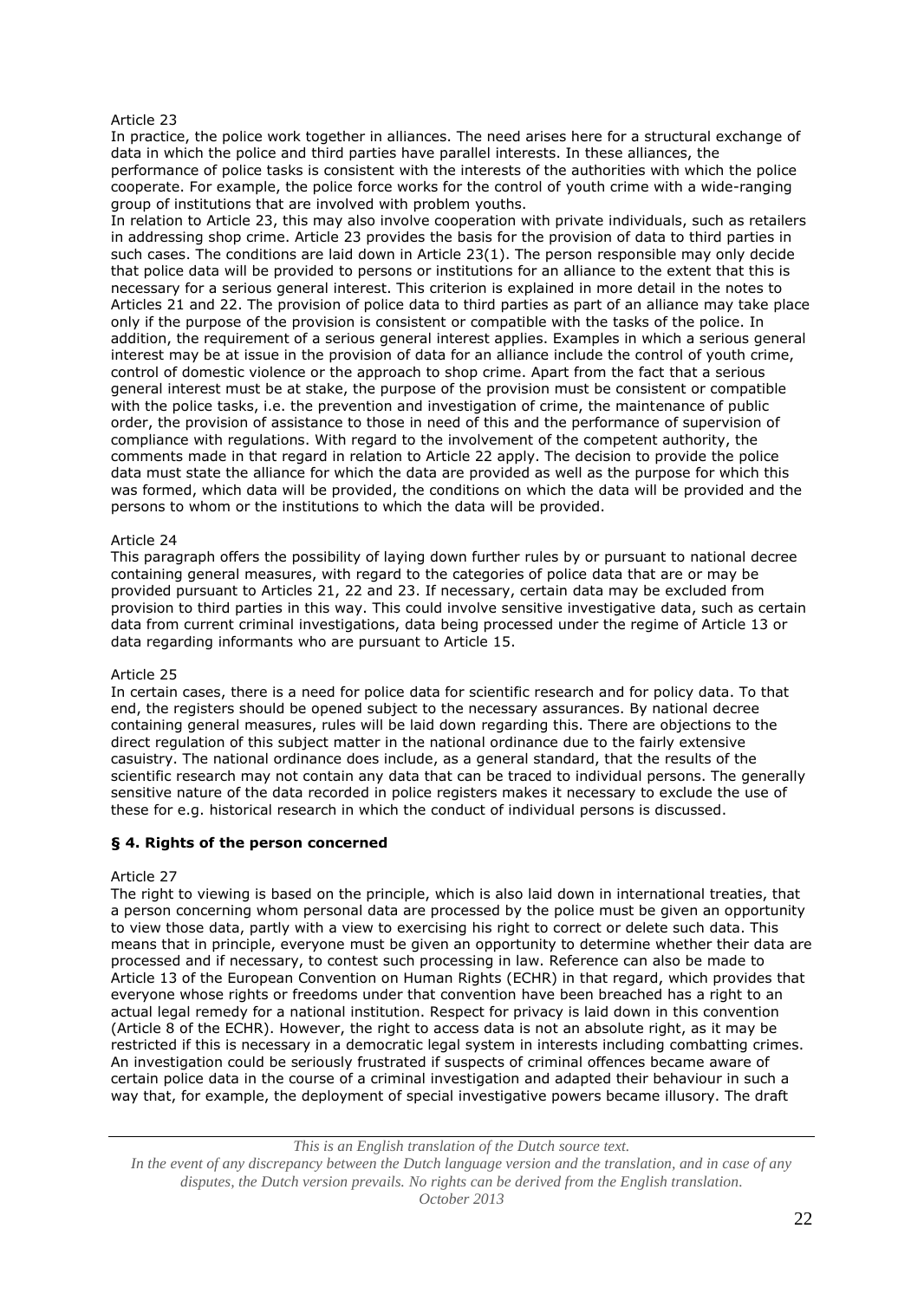Article 23

In practice, the police work together in alliances. The need arises here for a structural exchange of data in which the police and third parties have parallel interests. In these alliances, the performance of police tasks is consistent with the interests of the authorities with which the police cooperate. For example, the police force works for the control of youth crime with a wide-ranging group of institutions that are involved with problem youths.

In relation to Article 23, this may also involve cooperation with private individuals, such as retailers in addressing shop crime. Article 23 provides the basis for the provision of data to third parties in such cases. The conditions are laid down in Article 23(1). The person responsible may only decide that police data will be provided to persons or institutions for an alliance to the extent that this is necessary for a serious general interest. This criterion is explained in more detail in the notes to Articles 21 and 22. The provision of police data to third parties as part of an alliance may take place only if the purpose of the provision is consistent or compatible with the tasks of the police. In addition, the requirement of a serious general interest applies. Examples in which a serious general interest may be at issue in the provision of data for an alliance include the control of youth crime, control of domestic violence or the approach to shop crime. Apart from the fact that a serious general interest must be at stake, the purpose of the provision must be consistent or compatible with the police tasks, i.e. the prevention and investigation of crime, the maintenance of public order, the provision of assistance to those in need of this and the performance of supervision of compliance with regulations. With regard to the involvement of the competent authority, the comments made in that regard in relation to Article 22 apply. The decision to provide the police data must state the alliance for which the data are provided as well as the purpose for which this was formed, which data will be provided, the conditions on which the data will be provided and the persons to whom or the institutions to which the data will be provided.

Article 24

This paragraph offers the possibility of laying down further rules by or pursuant to national decree containing general measures, with regard to the categories of police data that are or may be provided pursuant to Articles 21, 22 and 23. If necessary, certain data may be excluded from provision to third parties in this way. This could involve sensitive investigative data, such as certain data from current criminal investigations, data being processed under the regime of Article 13 or data regarding informants who are pursuant to Article 15.

Article 25

In certain cases, there is a need for police data for scientific research and for policy data. To that end, the registers should be opened subject to the necessary assurances. By national decree containing general measures, rules will be laid down regarding this. There are objections to the direct regulation of this subject matter in the national ordinance due to the fairly extensive casuistry. The national ordinance does include, as a general standard, that the results of the scientific research may not contain any data that can be traced to individual persons. The generally sensitive nature of the data recorded in police registers makes it necessary to exclude the use of these for e.g. historical research in which the conduct of individual persons is discussed.

**§ 4. Rights of the person concerned**

Article 27

The right to viewing is based on the principle, which is also laid down in international treaties, that a person concerning whom personal data are processed by the police must be given an opportunity to view those data, partly with a view to exercising his right to correct or delete such data. This means that in principle, everyone must be given an opportunity to determine whether their data are processed and if necessary, to contest such processing in law. Reference can also be made to Article 13 of the European Convention on Human Rights (ECHR) in that regard, which provides that everyone whose rights or freedoms under that convention have been breached has a right to an actual legal remedy for a national institution. Respect for privacy is laid down in this convention (Article 8 of the ECHR). However, the right to access data is not an absolute right, as it may be restricted if this is necessary in a democratic legal system in interests including combatting crimes. An investigation could be seriously frustrated if suspects of criminal offences became aware of certain police data in the course of a criminal investigation and adapted their behaviour in such a way that, for example, the deployment of special investigative powers became illusory. The draft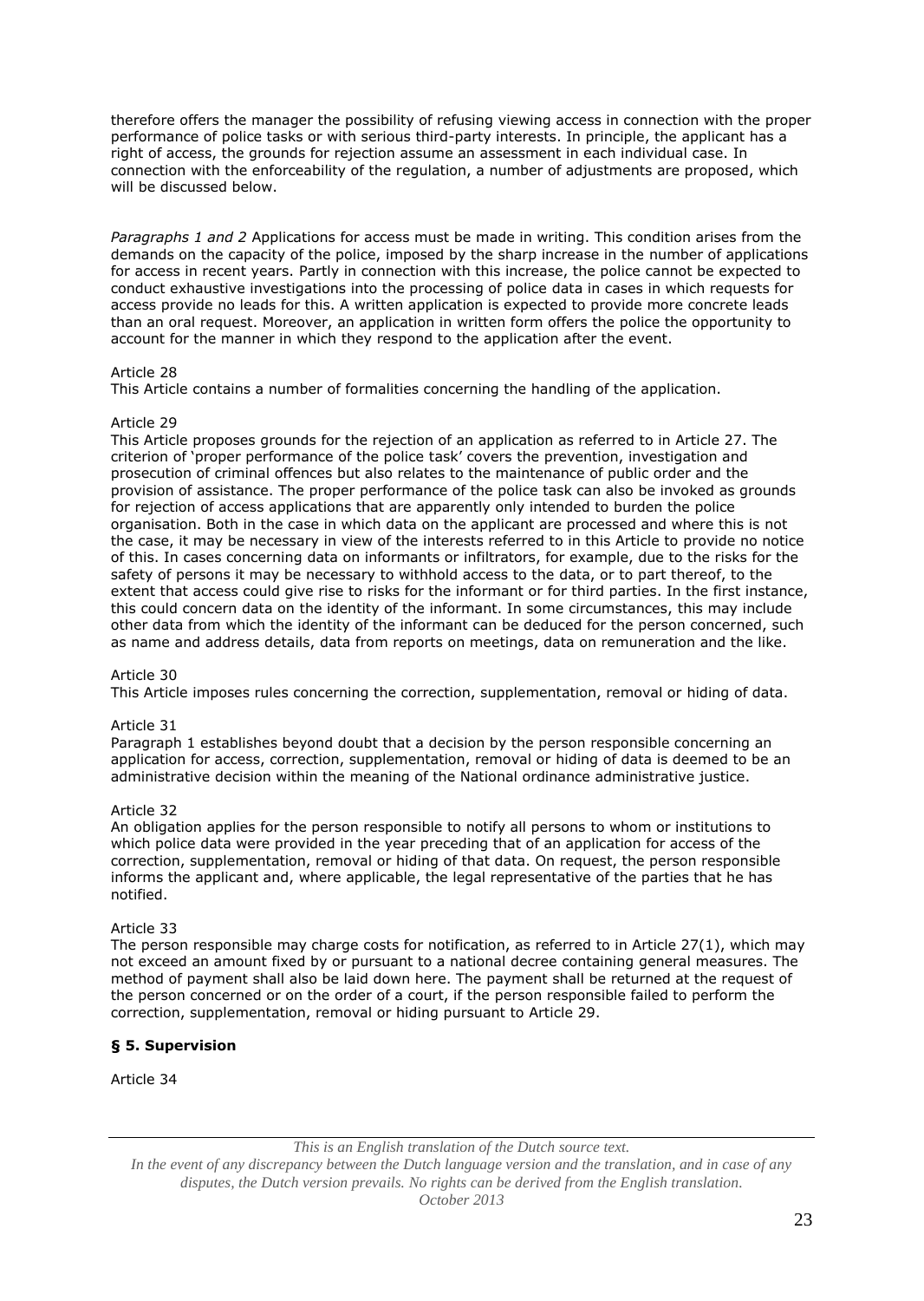therefore offers the manager the possibility of refusing viewing access in connection with the proper performance of police tasks or with serious third-party interests. In principle, the applicant has a right of access, the grounds for rejection assume an assessment in each individual case. In connection with the enforceability of the regulation, a number of adjustments are proposed, which will be discussed below.

*Paragraphs 1 and 2* Applications for access must be made in writing. This condition arises from the demands on the capacity of the police, imposed by the sharp increase in the number of applications for access in recent years. Partly in connection with this increase, the police cannot be expected to conduct exhaustive investigations into the processing of police data in cases in which requests for access provide no leads for this. A written application is expected to provide more concrete leads than an oral request. Moreover, an application in written form offers the police the opportunity to account for the manner in which they respond to the application after the event.

Article 28

This Article contains a number of formalities concerning the handling of the application.

Article 29

This Article proposes grounds for the rejection of an application as referred to in Article 27. The criterion of 'proper performance of the police task' covers the prevention, investigation and prosecution of criminal offences but also relates to the maintenance of public order and the provision of assistance. The proper performance of the police task can also be invoked as grounds for rejection of access applications that are apparently only intended to burden the police organisation. Both in the case in which data on the applicant are processed and where this is not the case, it may be necessary in view of the interests referred to in this Article to provide no notice of this. In cases concerning data on informants or infiltrators, for example, due to the risks for the safety of persons it may be necessary to withhold access to the data, or to part thereof, to the extent that access could give rise to risks for the informant or for third parties. In the first instance, this could concern data on the identity of the informant. In some circumstances, this may include other data from which the identity of the informant can be deduced for the person concerned, such as name and address details, data from reports on meetings, data on remuneration and the like.

Article 30

This Article imposes rules concerning the correction, supplementation, removal or hiding of data.

Article 31

Paragraph 1 establishes beyond doubt that a decision by the person responsible concerning an application for access, correction, supplementation, removal or hiding of data is deemed to be an administrative decision within the meaning of the National ordinance administrative justice.

Article 32

An obligation applies for the person responsible to notify all persons to whom or institutions to which police data were provided in the year preceding that of an application for access of the correction, supplementation, removal or hiding of that data. On request, the person responsible informs the applicant and, where applicable, the legal representative of the parties that he has notified.

Article 33

The person responsible may charge costs for notification, as referred to in Article 27(1), which may not exceed an amount fixed by or pursuant to a national decree containing general measures. The method of payment shall also be laid down here. The payment shall be returned at the request of the person concerned or on the order of a court, if the person responsible failed to perform the correction, supplementation, removal or hiding pursuant to Article 29.

**§ 5. Supervision**

Article 34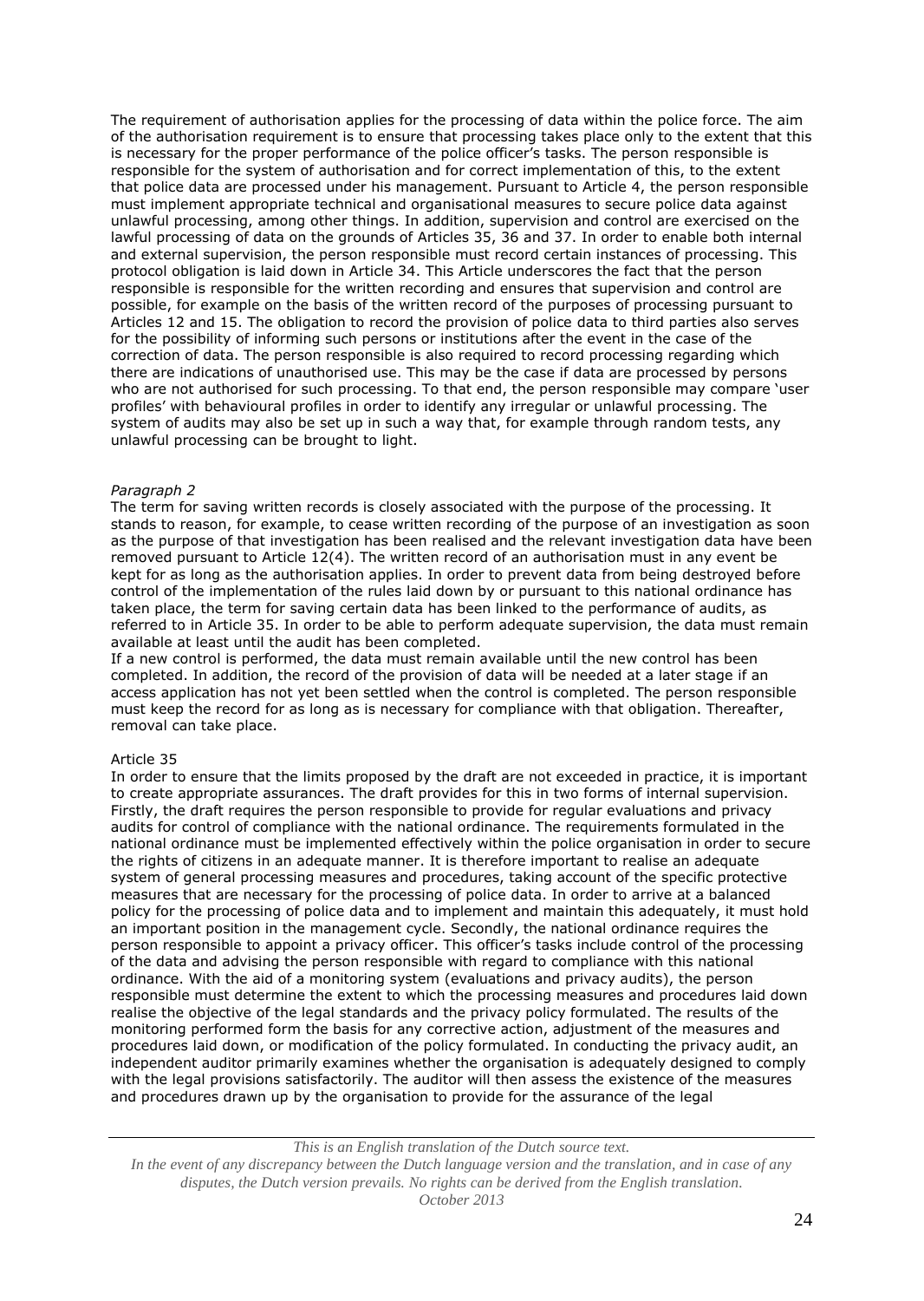The requirement of authorisation applies for the processing of data within the police force. The aim of the authorisation requirement is to ensure that processing takes place only to the extent that this is necessary for the proper performance of the police officer's tasks. The person responsible is responsible for the system of authorisation and for correct implementation of this, to the extent that police data are processed under his management. Pursuant to Article 4, the person responsible must implement appropriate technical and organisational measures to secure police data against unlawful processing, among other things. In addition, supervision and control are exercised on the lawful processing of data on the grounds of Articles 35, 36 and 37. In order to enable both internal and external supervision, the person responsible must record certain instances of processing. This protocol obligation is laid down in Article 34. This Article underscores the fact that the person responsible is responsible for the written recording and ensures that supervision and control are possible, for example on the basis of the written record of the purposes of processing pursuant to Articles 12 and 15. The obligation to record the provision of police data to third parties also serves for the possibility of informing such persons or institutions after the event in the case of the correction of data. The person responsible is also required to record processing regarding which there are indications of unauthorised use. This may be the case if data are processed by persons who are not authorised for such processing. To that end, the person responsible may compare 'user profiles' with behavioural profiles in order to identify any irregular or unlawful processing. The system of audits may also be set up in such a way that, for example through random tests, any unlawful processing can be brought to light.

*Paragraph 2*

The term for saving written records is closely associated with the purpose of the processing. It stands to reason, for example, to cease written recording of the purpose of an investigation as soon as the purpose of that investigation has been realised and the relevant investigation data have been removed pursuant to Article 12(4). The written record of an authorisation must in any event be kept for as long as the authorisation applies. In order to prevent data from being destroyed before control of the implementation of the rules laid down by or pursuant to this national ordinance has taken place, the term for saving certain data has been linked to the performance of audits, as referred to in Article 35. In order to be able to perform adequate supervision, the data must remain available at least until the audit has been completed.

If a new control is performed, the data must remain available until the new control has been completed. In addition, the record of the provision of data will be needed at a later stage if an access application has not yet been settled when the control is completed. The person responsible must keep the record for as long as is necessary for compliance with that obligation. Thereafter, removal can take place.

Article 35

In order to ensure that the limits proposed by the draft are not exceeded in practice, it is important to create appropriate assurances. The draft provides for this in two forms of internal supervision. Firstly, the draft requires the person responsible to provide for regular evaluations and privacy audits for control of compliance with the national ordinance. The requirements formulated in the national ordinance must be implemented effectively within the police organisation in order to secure the rights of citizens in an adequate manner. It is therefore important to realise an adequate system of general processing measures and procedures, taking account of the specific protective measures that are necessary for the processing of police data. In order to arrive at a balanced policy for the processing of police data and to implement and maintain this adequately, it must hold an important position in the management cycle. Secondly, the national ordinance requires the person responsible to appoint a privacy officer. This officer's tasks include control of the processing of the data and advising the person responsible with regard to compliance with this national ordinance. With the aid of a monitoring system (evaluations and privacy audits), the person responsible must determine the extent to which the processing measures and procedures laid down realise the objective of the legal standards and the privacy policy formulated. The results of the monitoring performed form the basis for any corrective action, adjustment of the measures and procedures laid down, or modification of the policy formulated. In conducting the privacy audit, an independent auditor primarily examines whether the organisation is adequately designed to comply with the legal provisions satisfactorily. The auditor will then assess the existence of the measures and procedures drawn up by the organisation to provide for the assurance of the legal

*This is an English translation of the Dutch source text.*
*In the event of any discrepancy between the Dutch language version and the translation, and in case of any disputes, the Dutch version prevails. No rights can be derived from the English translation.*
*October 2013*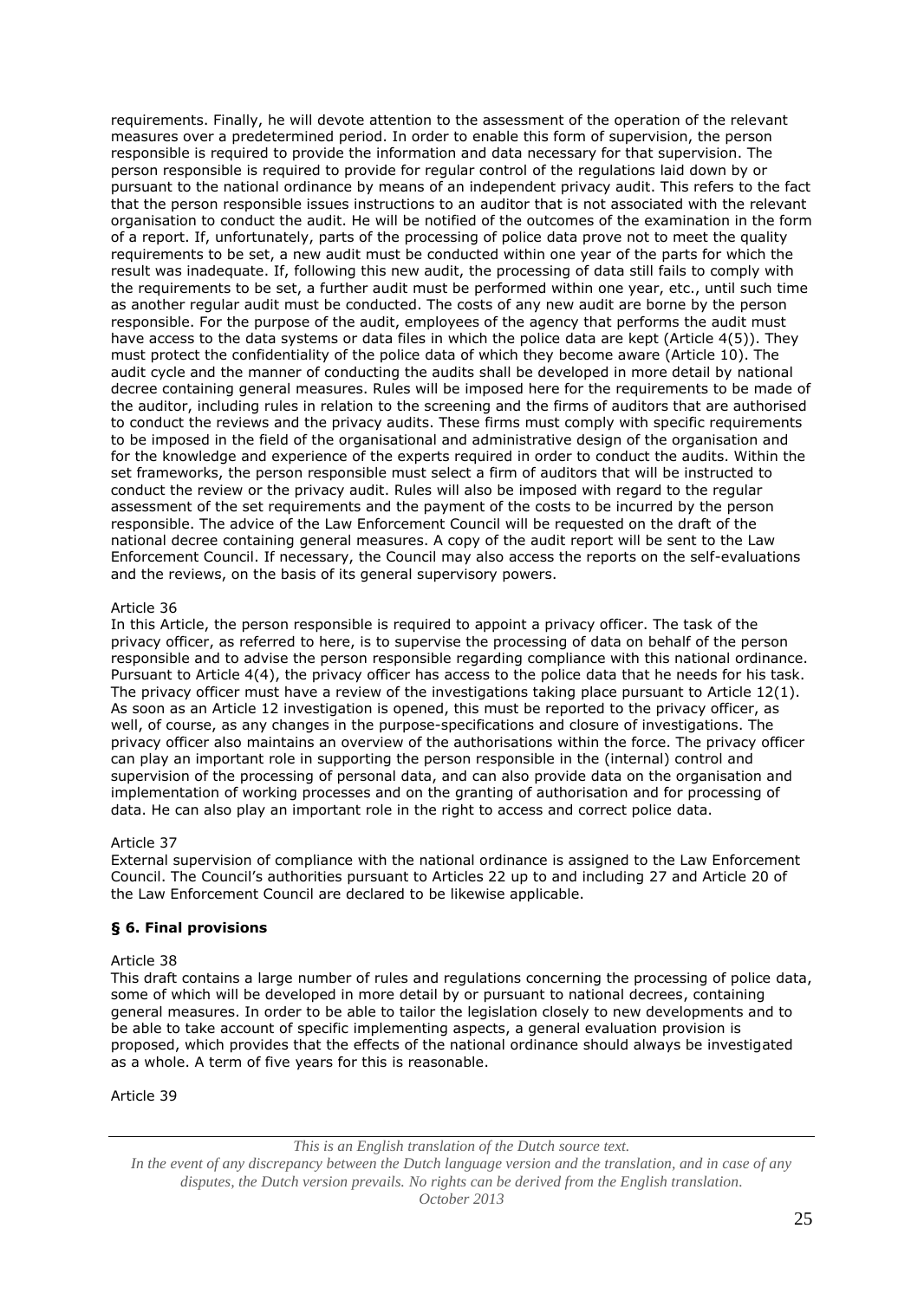requirements. Finally, he will devote attention to the assessment of the operation of the relevant measures over a predetermined period. In order to enable this form of supervision, the person responsible is required to provide the information and data necessary for that supervision. The person responsible is required to provide for regular control of the regulations laid down by or pursuant to the national ordinance by means of an independent privacy audit. This refers to the fact that the person responsible issues instructions to an auditor that is not associated with the relevant organisation to conduct the audit. He will be notified of the outcomes of the examination in the form of a report. If, unfortunately, parts of the processing of police data prove not to meet the quality requirements to be set, a new audit must be conducted within one year of the parts for which the result was inadequate. If, following this new audit, the processing of data still fails to comply with the requirements to be set, a further audit must be performed within one year, etc., until such time as another regular audit must be conducted. The costs of any new audit are borne by the person responsible. For the purpose of the audit, employees of the agency that performs the audit must have access to the data systems or data files in which the police data are kept (Article 4(5)). They must protect the confidentiality of the police data of which they become aware (Article 10). The audit cycle and the manner of conducting the audits shall be developed in more detail by national decree containing general measures. Rules will be imposed here for the requirements to be made of the auditor, including rules in relation to the screening and the firms of auditors that are authorised to conduct the reviews and the privacy audits. These firms must comply with specific requirements to be imposed in the field of the organisational and administrative design of the organisation and for the knowledge and experience of the experts required in order to conduct the audits. Within the set frameworks, the person responsible must select a firm of auditors that will be instructed to conduct the review or the privacy audit. Rules will also be imposed with regard to the regular assessment of the set requirements and the payment of the costs to be incurred by the person responsible. The advice of the Law Enforcement Council will be requested on the draft of the national decree containing general measures. A copy of the audit report will be sent to the Law Enforcement Council. If necessary, the Council may also access the reports on the self-evaluations and the reviews, on the basis of its general supervisory powers.

Article 36
In this Article, the person responsible is required to appoint a privacy officer. The task of the privacy officer, as referred to here, is to supervise the processing of data on behalf of the person responsible and to advise the person responsible regarding compliance with this national ordinance. Pursuant to Article 4(4), the privacy officer has access to the police data that he needs for his task. The privacy officer must have a review of the investigations taking place pursuant to Article 12(1). As soon as an Article 12 investigation is opened, this must be reported to the privacy officer, as well, of course, as any changes in the purpose-specifications and closure of investigations. The privacy officer also maintains an overview of the authorisations within the force. The privacy officer can play an important role in supporting the person responsible in the (internal) control and supervision of the processing of personal data, and can also provide data on the organisation and implementation of working processes and on the granting of authorisation and for processing of data. He can also play an important role in the right to access and correct police data.

Article 37
External supervision of compliance with the national ordinance is assigned to the Law Enforcement Council. The Council's authorities pursuant to Articles 22 up to and including 27 and Article 20 of the Law Enforcement Council are declared to be likewise applicable.

**§ 6. Final provisions**

Article 38
This draft contains a large number of rules and regulations concerning the processing of police data, some of which will be developed in more detail by or pursuant to national decrees, containing general measures. In order to be able to tailor the legislation closely to new developments and to be able to take account of specific implementing aspects, a general evaluation provision is proposed, which provides that the effects of the national ordinance should always be investigated as a whole. A term of five years for this is reasonable.

Article 39

*This is an English translation of the Dutch source text.*
*In the event of any discrepancy between the Dutch language version and the translation, and in case of any disputes, the Dutch version prevails. No rights can be derived from the English translation.*
*October 2013*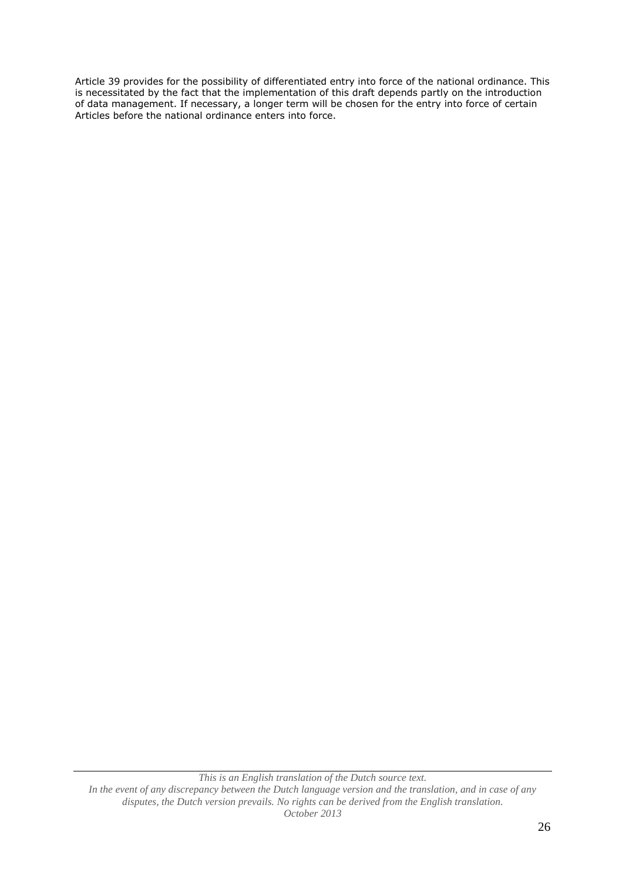Article 39 provides for the possibility of differentiated entry into force of the national ordinance. This is necessitated by the fact that the implementation of this draft depends partly on the introduction of data management. If necessary, a longer term will be chosen for the entry into force of certain Articles before the national ordinance enters into force.